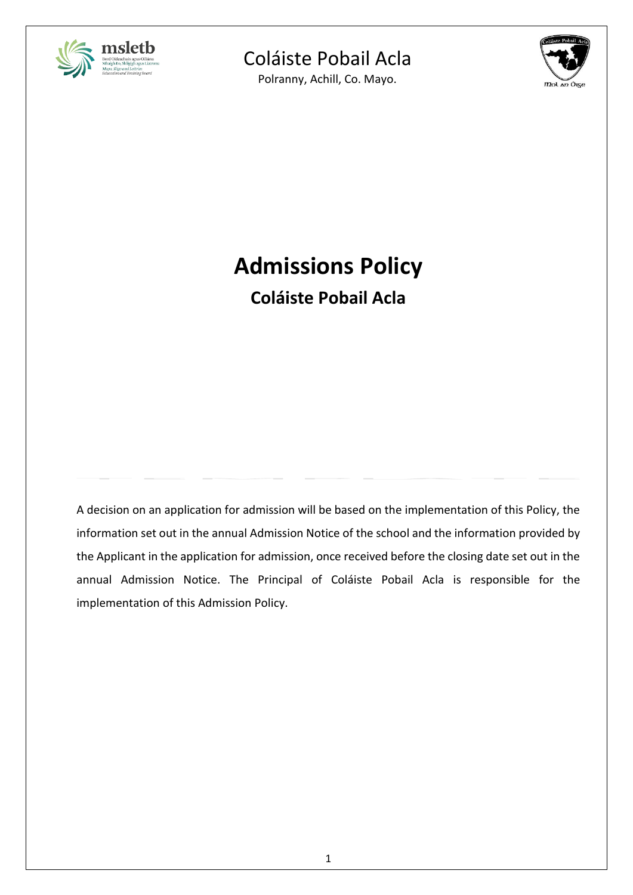Coláiste Pobail Acla

Polranny, Achill, Co. Mayo.

# Admissions Policy

## Coláiste Pobail Acla

A decision on an application for admission will be based on the implementation of this Policy, the information set out in the annual Admission Notice of the school and the information provided by the Applicant in the application for admission, once received before the closing date set out in the annual Admission Notice. The Principal of Coláiste Pobail Acla is responsible for the implementation of this Admission Policy.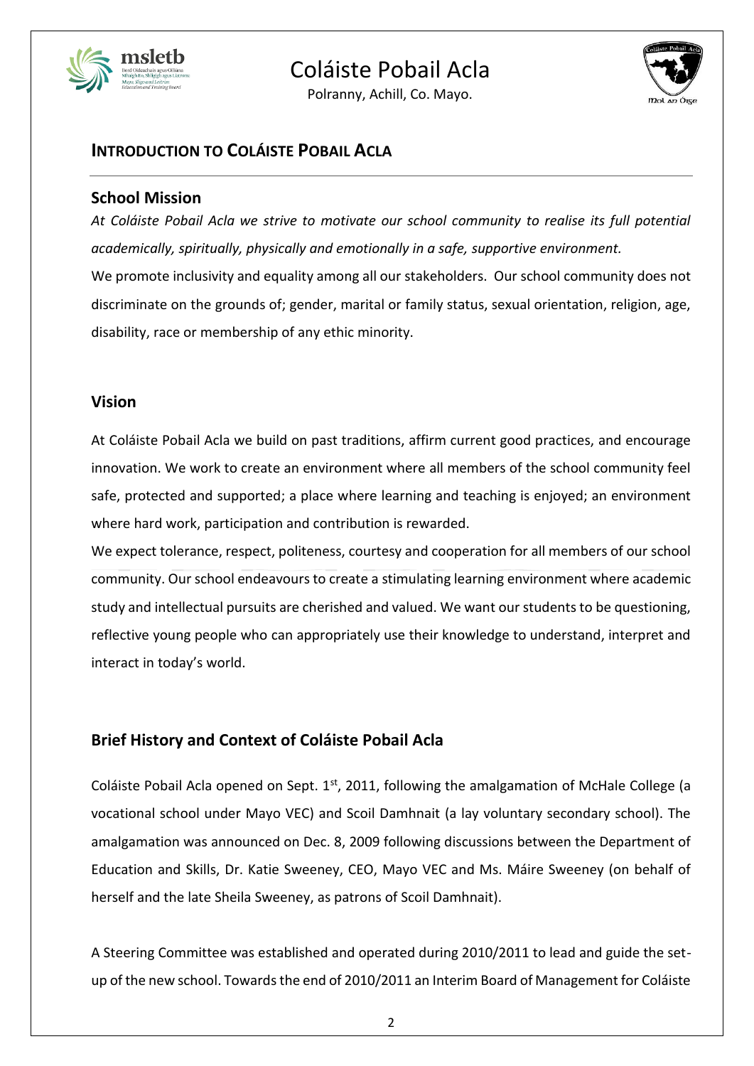## INTRODUCTION TO COLÁISTE POBAIL ACLA

### School Mission

*At Coláiste Pobail Acla we strive to motivate our school community to realise its full potential academically, spiritually, physically and emotionally in a safe, supportive environment.*

We promote inclusivity and equality among all our stakeholders. Our school community does not discriminate on the grounds of; gender, marital or family status, sexual orientation, religion, age, disability, race or membership of any ethic minority.

### Vision

At Coláiste Pobail Acla we build on past traditions, affirm current good practices, and encourage innovation. We work to create an environment where all members of the school community feel safe, protected and supported; a place where learning and teaching is enjoyed; an environment where hard work, participation and contribution is rewarded.

We expect tolerance, respect, politeness, courtesy and cooperation for all members of our school community. Our school endeavours to create a stimulating learning environment where academic study and intellectual pursuits are cherished and valued. We want our students to be questioning, reflective young people who can appropriately use their knowledge to understand, interpret and interact in today's world.

### Brief History and Context of Coláiste Pobail Acla

Coláiste Pobail Acla opened on Sept. 1st, 2011, following the amalgamation of McHale College (a vocational school under Mayo VEC) and Scoil Damhnait (a lay voluntary secondary school). The amalgamation was announced on Dec. 8, 2009 following discussions between the Department of Education and Skills, Dr. Katie Sweeney, CEO, Mayo VEC and Ms. Máire Sweeney (on behalf of herself and the late Sheila Sweeney, as patrons of Scoil Damhnait).

A Steering Committee was established and operated during 2010/2011 to lead and guide the set-up of the new school. Towards the end of 2010/2011 an Interim Board of Management for Coláiste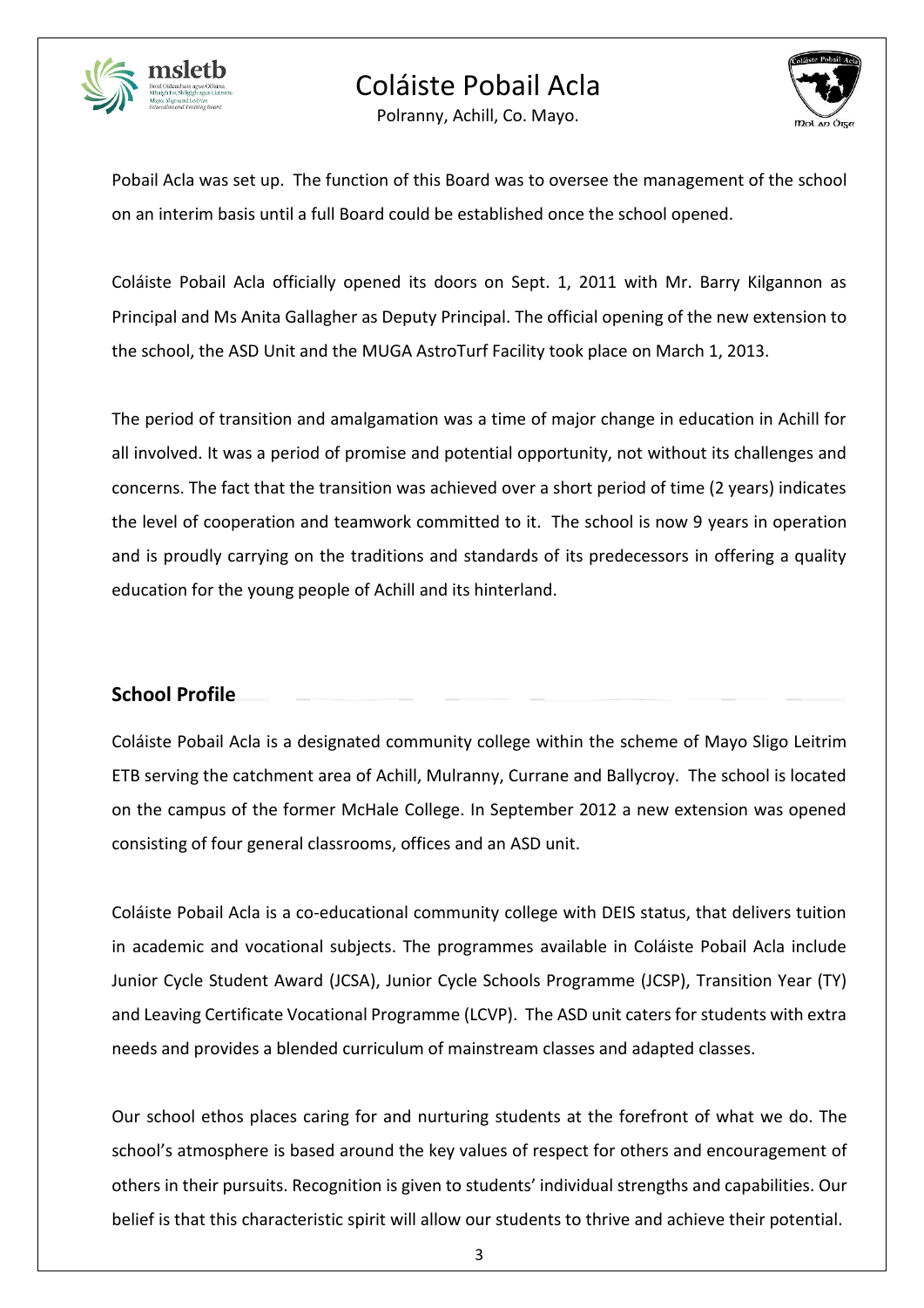Pobail Acla was set up. The function of this Board was to oversee the management of the school on an interim basis until a full Board could be established once the school opened.

Coláiste Pobail Acla officially opened its doors on Sept. 1, 2011 with Mr. Barry Kilgannon as Principal and Ms Anita Gallagher as Deputy Principal. The official opening of the new extension to the school, the ASD Unit and the MUGA AstroTurf Facility took place on March 1, 2013.

The period of transition and amalgamation was a time of major change in education in Achill for all involved. It was a period of promise and potential opportunity, not without its challenges and concerns. The fact that the transition was achieved over a short period of time (2 years) indicates the level of cooperation and teamwork committed to it. The school is now 9 years in operation and is proudly carrying on the traditions and standards of its predecessors in offering a quality education for the young people of Achill and its hinterland.

## School Profile

Coláiste Pobail Acla is a designated community college within the scheme of Mayo Sligo Leitrim ETB serving the catchment area of Achill, Mulranny, Currane and Ballycroy. The school is located on the campus of the former McHale College. In September 2012 a new extension was opened consisting of four general classrooms, offices and an ASD unit.

Coláiste Pobail Acla is a co-educational community college with DEIS status, that delivers tuition in academic and vocational subjects. The programmes available in Coláiste Pobail Acla include Junior Cycle Student Award (JCSA), Junior Cycle Schools Programme (JCSP), Transition Year (TY) and Leaving Certificate Vocational Programme (LCVP). The ASD unit caters for students with extra needs and provides a blended curriculum of mainstream classes and adapted classes.

Our school ethos places caring for and nurturing students at the forefront of what we do. The school's atmosphere is based around the key values of respect for others and encouragement of others in their pursuits. Recognition is given to students' individual strengths and capabilities. Our belief is that this characteristic spirit will allow our students to thrive and achieve their potential.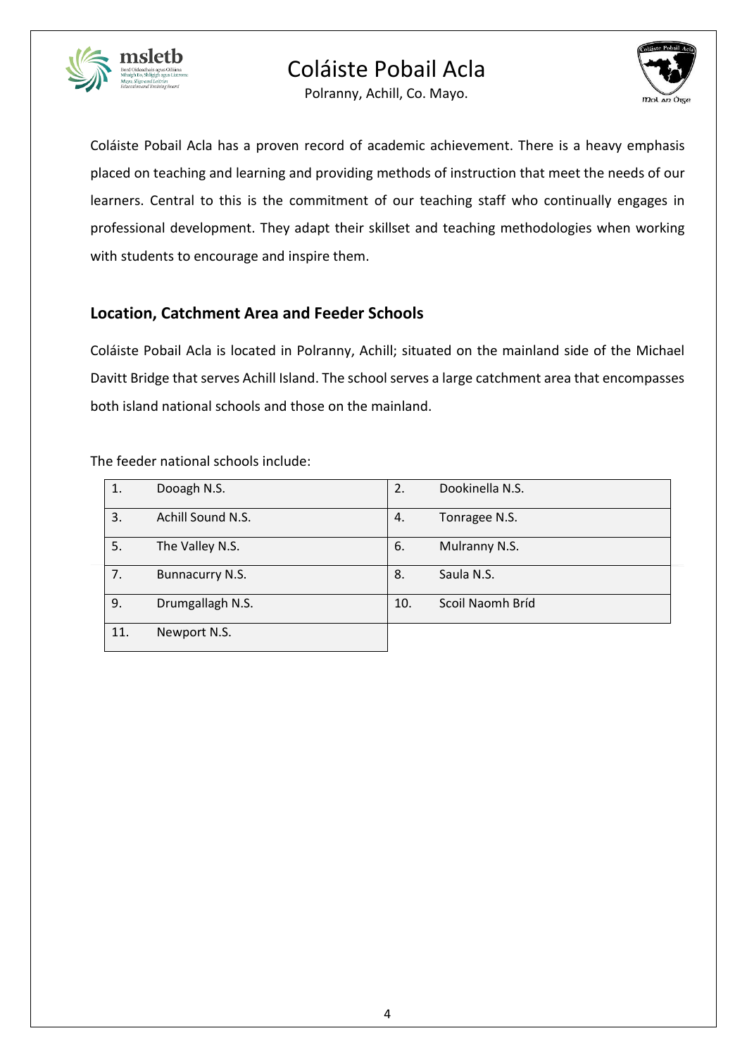Coláiste Pobail Acla has a proven record of academic achievement. There is a heavy emphasis placed on teaching and learning and providing methods of instruction that meet the needs of our learners. Central to this is the commitment of our teaching staff who continually engages in professional development. They adapt their skillset and teaching methodologies when working with students to encourage and inspire them.

## Location, Catchment Area and Feeder Schools

Coláiste Pobail Acla is located in Polranny, Achill; situated on the mainland side of the Michael Davitt Bridge that serves Achill Island. The school serves a large catchment area that encompasses both island national schools and those on the mainland.

The feeder national schools include:

| | | | |
|---|---|---|---|
| 1. | Dooagh N.S. | 2. | Dookinella N.S. |
| 3. | Achill Sound N.S. | 4. | Tonragee N.S. |
| 5. | The Valley N.S. | 6. | Mulranny N.S. |
| 7. | Bunnacurry N.S. | 8. | Saula N.S. |
| 9. | Drumgallagh N.S. | 10. | Scoil Naomh Bríd |
| 11. | Newport N.S. | | |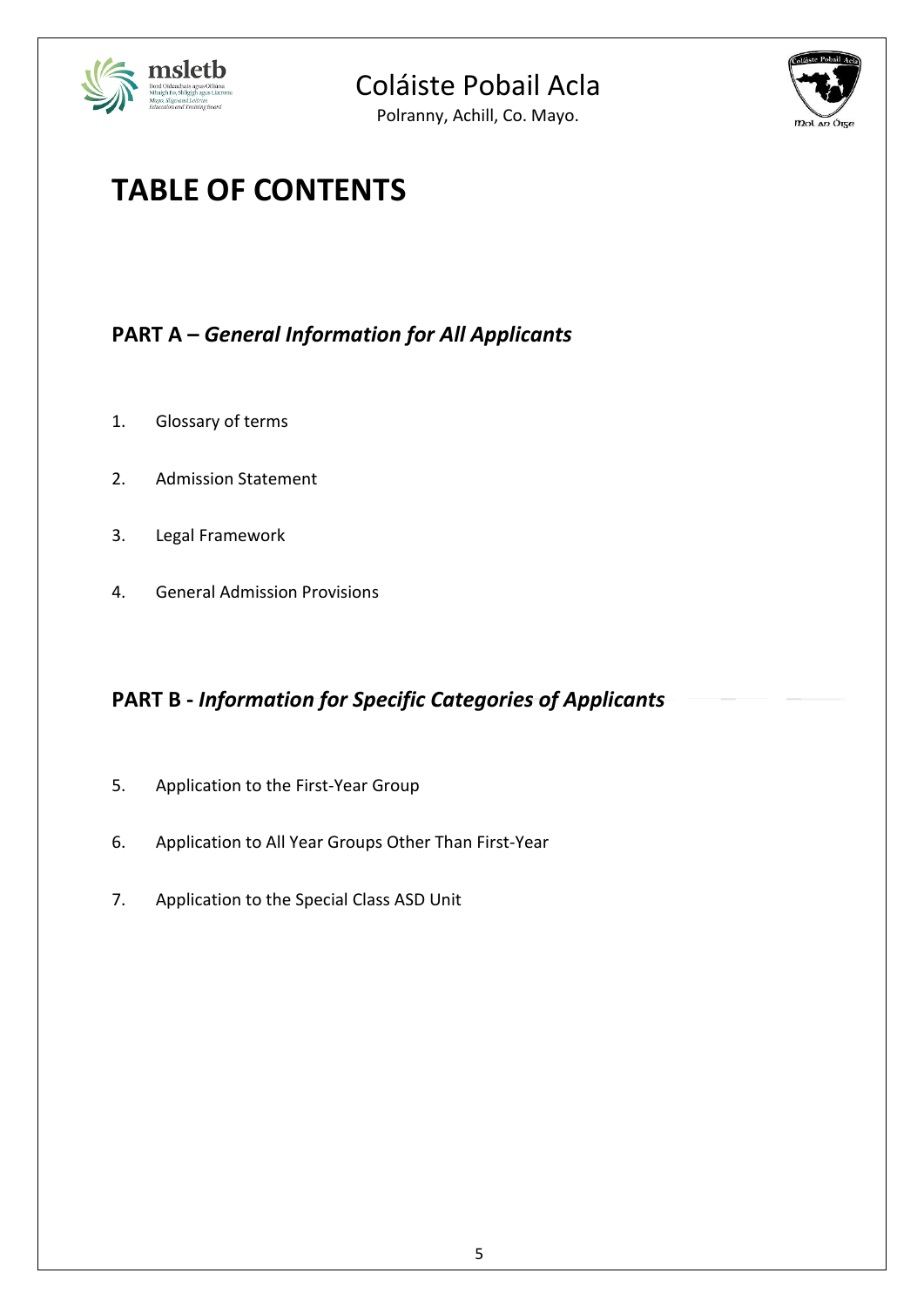# TABLE OF CONTENTS

## PART A – *General Information for All Applicants*

1. Glossary of terms
2. Admission Statement
3. Legal Framework
4. General Admission Provisions

## PART B - *Information for Specific Categories of Applicants*

5. Application to the First-Year Group
6. Application to All Year Groups Other Than First-Year
7. Application to the Special Class ASD Unit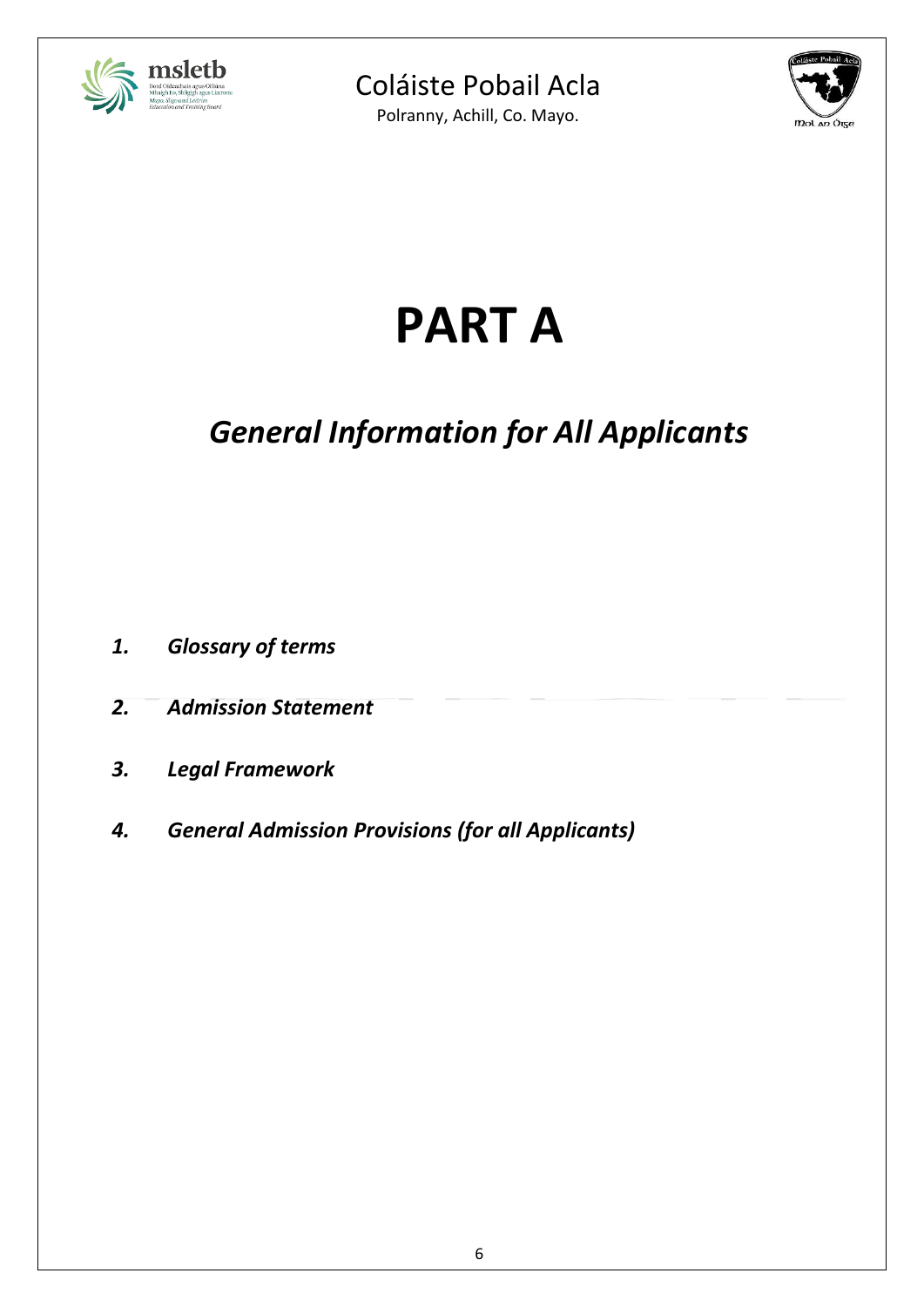# PART A

## *General Information for All Applicants*

1. ***Glossary of terms***
2. ***Admission Statement***
3. ***Legal Framework***
4. ***General Admission Provisions (for all Applicants)***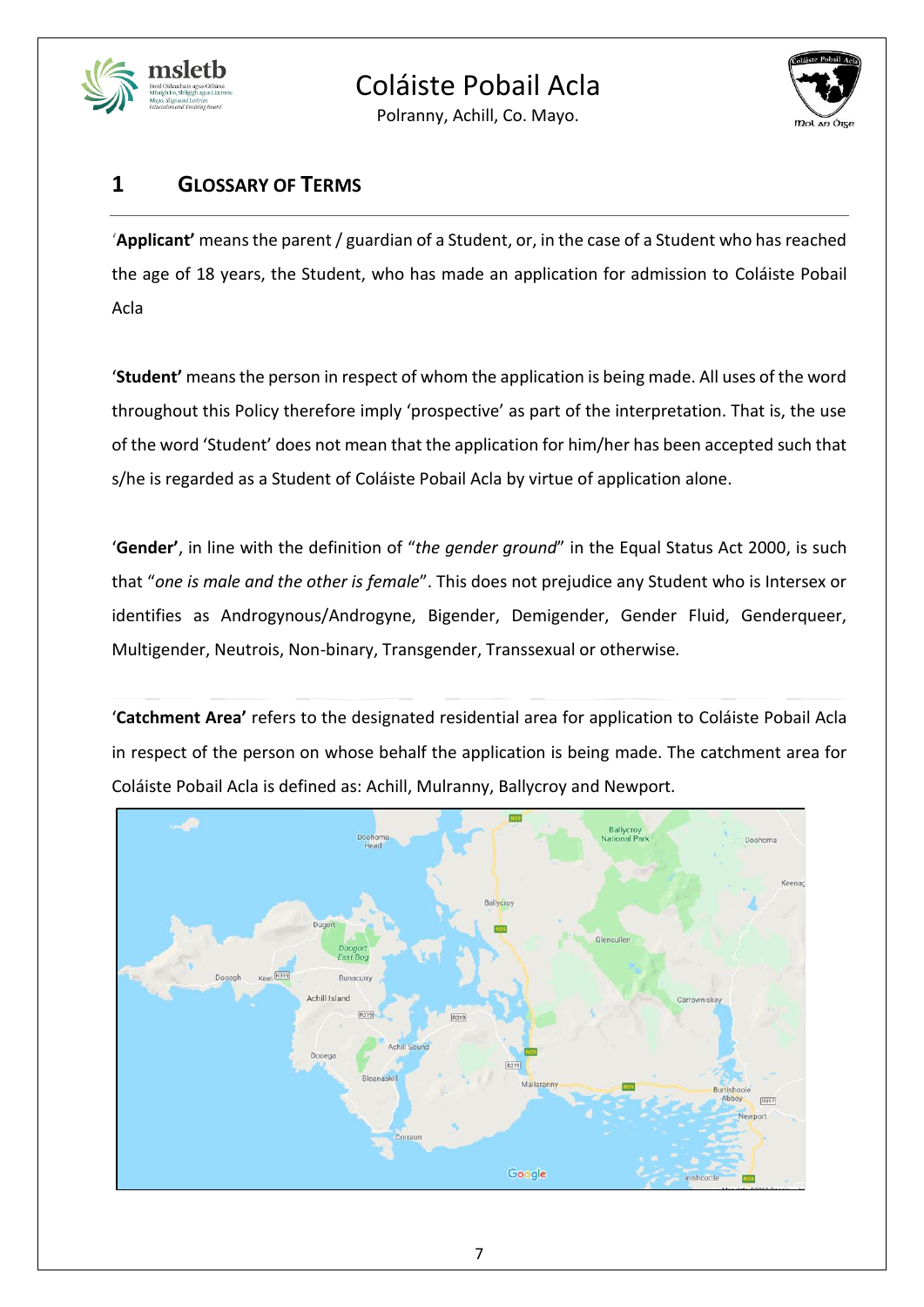# 1 GLOSSARY OF TERMS

'**Applicant'** means the parent / guardian of a Student, or, in the case of a Student who has reached the age of 18 years, the Student, who has made an application for admission to Coláiste Pobail Acla

'**Student'** means the person in respect of whom the application is being made. All uses of the word throughout this Policy therefore imply 'prospective' as part of the interpretation. That is, the use of the word 'Student' does not mean that the application for him/her has been accepted such that s/he is regarded as a Student of Coláiste Pobail Acla by virtue of application alone.

'**Gender'**, in line with the definition of "*the gender ground*" in the Equal Status Act 2000, is such that "*one is male and the other is female*". This does not prejudice any Student who is Intersex or identifies as Androgynous/Androgyne, Bigender, Demigender, Gender Fluid, Genderqueer, Multigender, Neutrois, Non-binary, Transgender, Transsexual or otherwise.

'**Catchment Area'** refers to the designated residential area for application to Coláiste Pobail Acla in respect of the person on whose behalf the application is being made. The catchment area for Coláiste Pobail Acla is defined as: Achill, Mulranny, Ballycroy and Newport.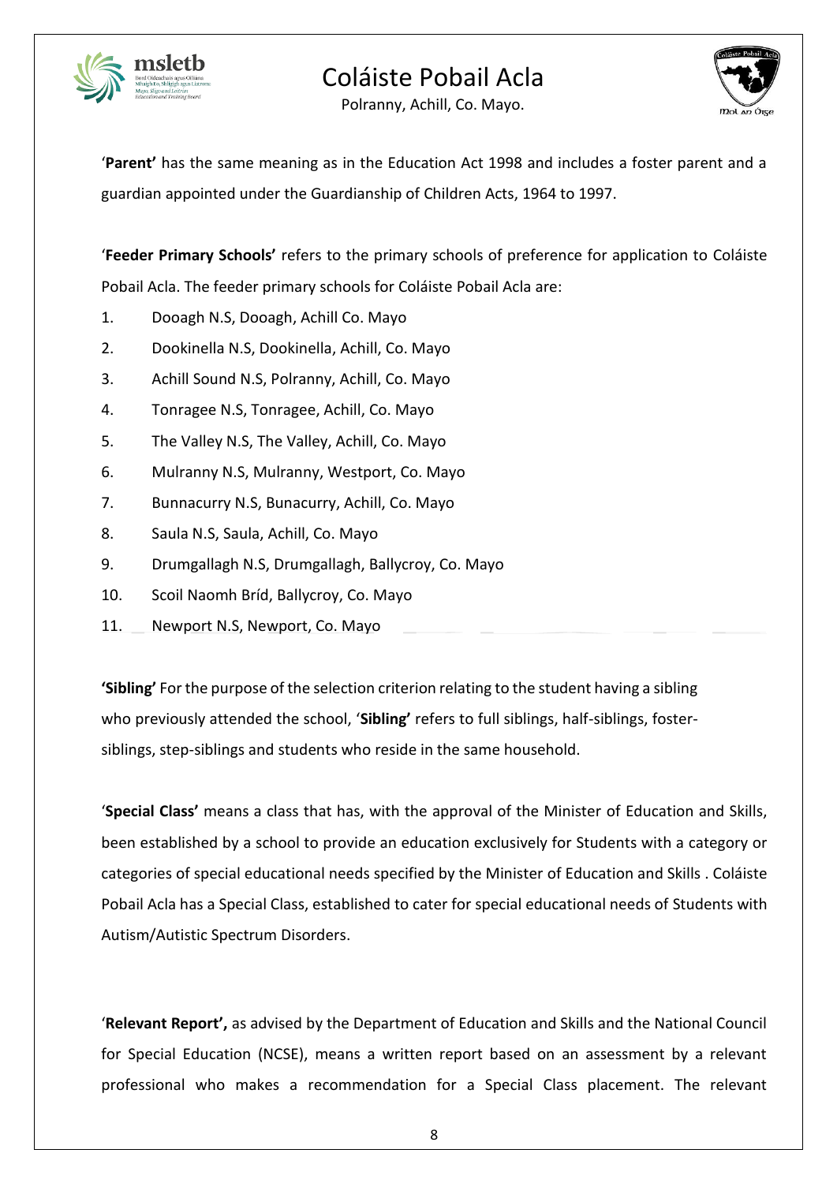'**Parent'** has the same meaning as in the Education Act 1998 and includes a foster parent and a guardian appointed under the Guardianship of Children Acts, 1964 to 1997.

'**Feeder Primary Schools'** refers to the primary schools of preference for application to Coláiste Pobail Acla. The feeder primary schools for Coláiste Pobail Acla are:

1. Dooagh N.S, Dooagh, Achill Co. Mayo
2. Dookinella N.S, Dookinella, Achill, Co. Mayo
3. Achill Sound N.S, Polranny, Achill, Co. Mayo
4. Tonragee N.S, Tonragee, Achill, Co. Mayo
5. The Valley N.S, The Valley, Achill, Co. Mayo
6. Mulranny N.S, Mulranny, Westport, Co. Mayo
7. Bunnacurry N.S, Bunacurry, Achill, Co. Mayo
8. Saula N.S, Saula, Achill, Co. Mayo
9. Drumgallagh N.S, Drumgallagh, Ballycroy, Co. Mayo
10. Scoil Naomh Bríd, Ballycroy, Co. Mayo
11. Newport N.S, Newport, Co. Mayo

**'Sibling'** For the purpose of the selection criterion relating to the student having a sibling who previously attended the school, '**Sibling'** refers to full siblings, half-siblings, foster-siblings, step-siblings and students who reside in the same household.

'**Special Class'** means a class that has, with the approval of the Minister of Education and Skills, been established by a school to provide an education exclusively for Students with a category or categories of special educational needs specified by the Minister of Education and Skills . Coláiste Pobail Acla has a Special Class, established to cater for special educational needs of Students with Autism/Autistic Spectrum Disorders.

'**Relevant Report',** as advised by the Department of Education and Skills and the National Council for Special Education (NCSE), means a written report based on an assessment by a relevant professional who makes a recommendation for a Special Class placement. The relevant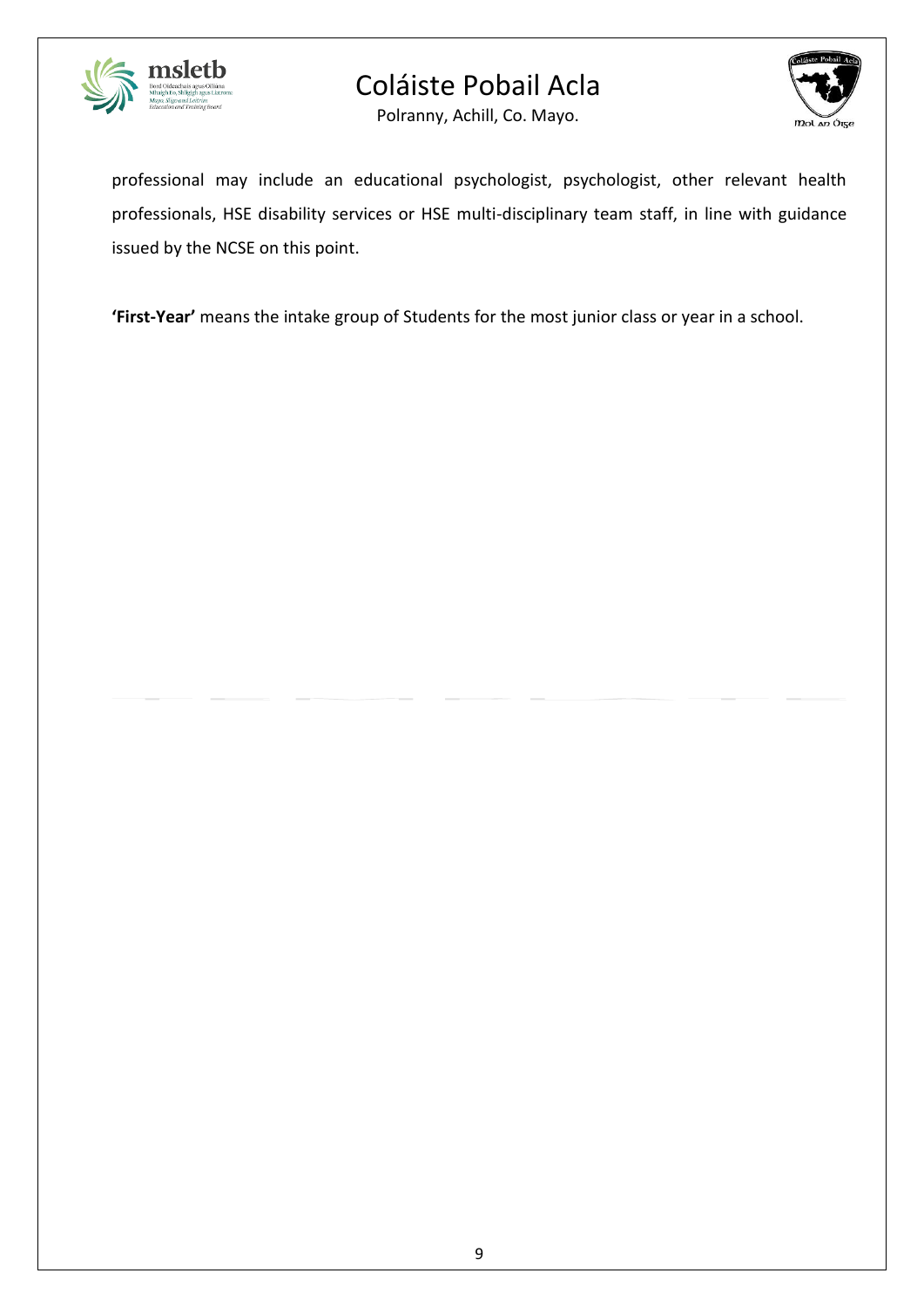professional may include an educational psychologist, psychologist, other relevant health professionals, HSE disability services or HSE multi-disciplinary team staff, in line with guidance issued by the NCSE on this point.

**'First-Year'** means the intake group of Students for the most junior class or year in a school.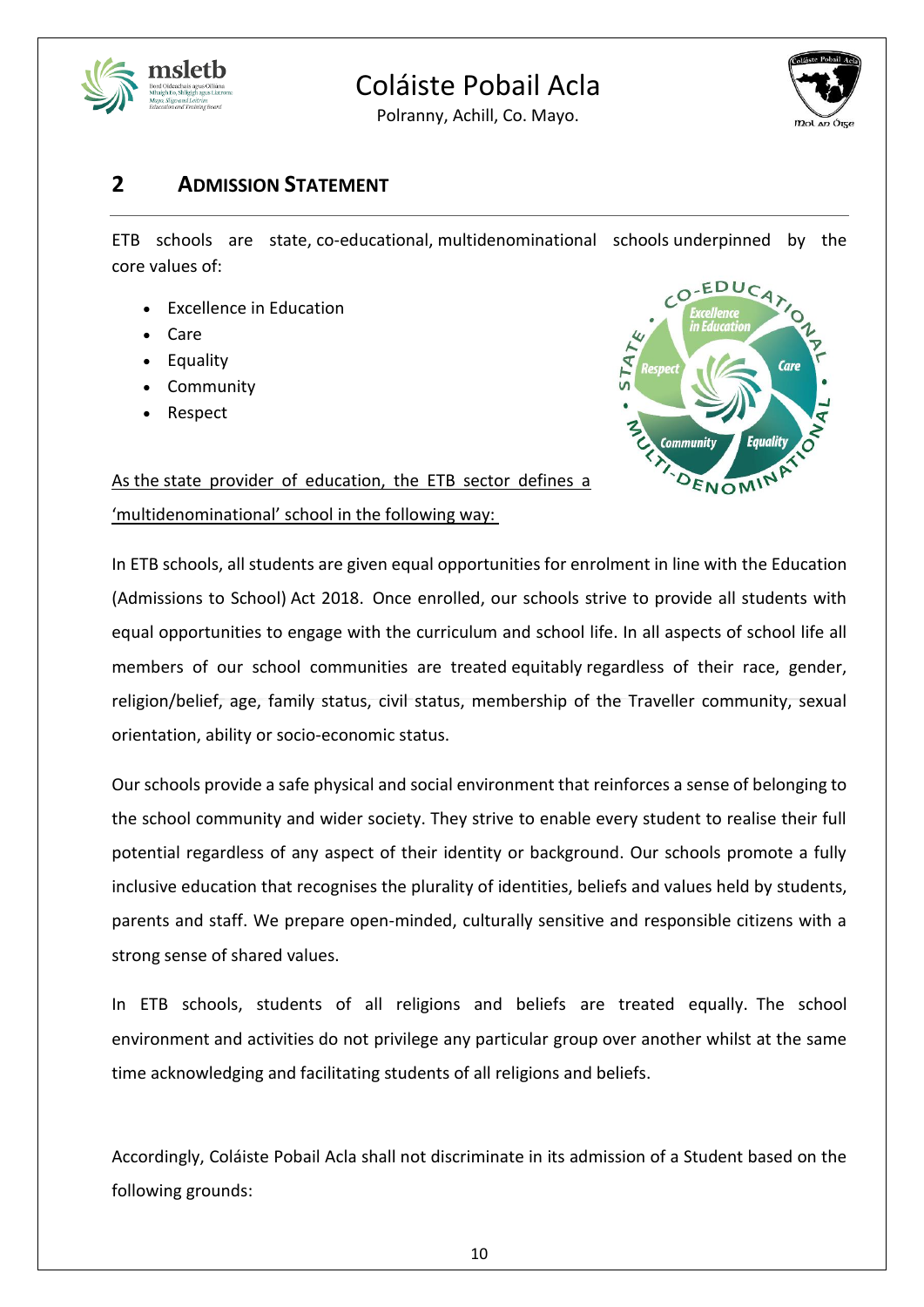## 2 ADMISSION STATEMENT

ETB schools are state, co-educational, multidenominational schools underpinned by the core values of:

- Excellence in Education
- Care
- Equality
- Community
- Respect

<u>As the state provider of education, the ETB sector defines a 'multidenominational' school in the following way:</u>

In ETB schools, all students are given equal opportunities for enrolment in line with the Education (Admissions to School) Act 2018. Once enrolled, our schools strive to provide all students with equal opportunities to engage with the curriculum and school life. In all aspects of school life all members of our school communities are treated equitably regardless of their race, gender, religion/belief, age, family status, civil status, membership of the Traveller community, sexual orientation, ability or socio-economic status.

Our schools provide a safe physical and social environment that reinforces a sense of belonging to the school community and wider society. They strive to enable every student to realise their full potential regardless of any aspect of their identity or background. Our schools promote a fully inclusive education that recognises the plurality of identities, beliefs and values held by students, parents and staff. We prepare open-minded, culturally sensitive and responsible citizens with a strong sense of shared values.

In ETB schools, students of all religions and beliefs are treated equally. The school environment and activities do not privilege any particular group over another whilst at the same time acknowledging and facilitating students of all religions and beliefs.

Accordingly, Coláiste Pobail Acla shall not discriminate in its admission of a Student based on the following grounds: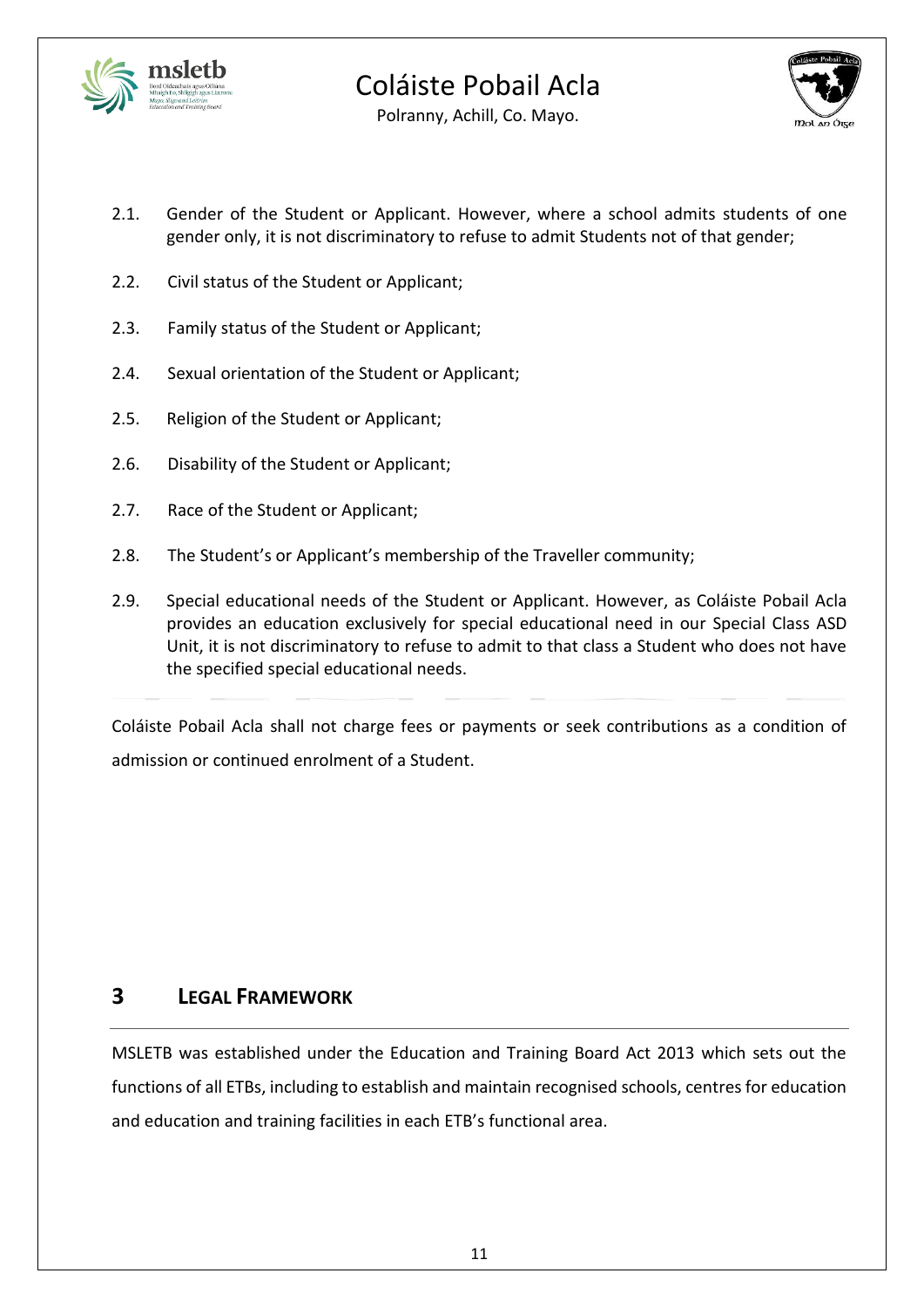2.1. Gender of the Student or Applicant. However, where a school admits students of one gender only, it is not discriminatory to refuse to admit Students not of that gender;

2.2. Civil status of the Student or Applicant;

2.3. Family status of the Student or Applicant;

2.4. Sexual orientation of the Student or Applicant;

2.5. Religion of the Student or Applicant;

2.6. Disability of the Student or Applicant;

2.7. Race of the Student or Applicant;

2.8. The Student's or Applicant's membership of the Traveller community;

2.9. Special educational needs of the Student or Applicant. However, as Coláiste Pobail Acla provides an education exclusively for special educational need in our Special Class ASD Unit, it is not discriminatory to refuse to admit to that class a Student who does not have the specified special educational needs.

Coláiste Pobail Acla shall not charge fees or payments or seek contributions as a condition of admission or continued enrolment of a Student.

## 3 LEGAL FRAMEWORK

MSLETB was established under the Education and Training Board Act 2013 which sets out the functions of all ETBs, including to establish and maintain recognised schools, centres for education and education and training facilities in each ETB's functional area.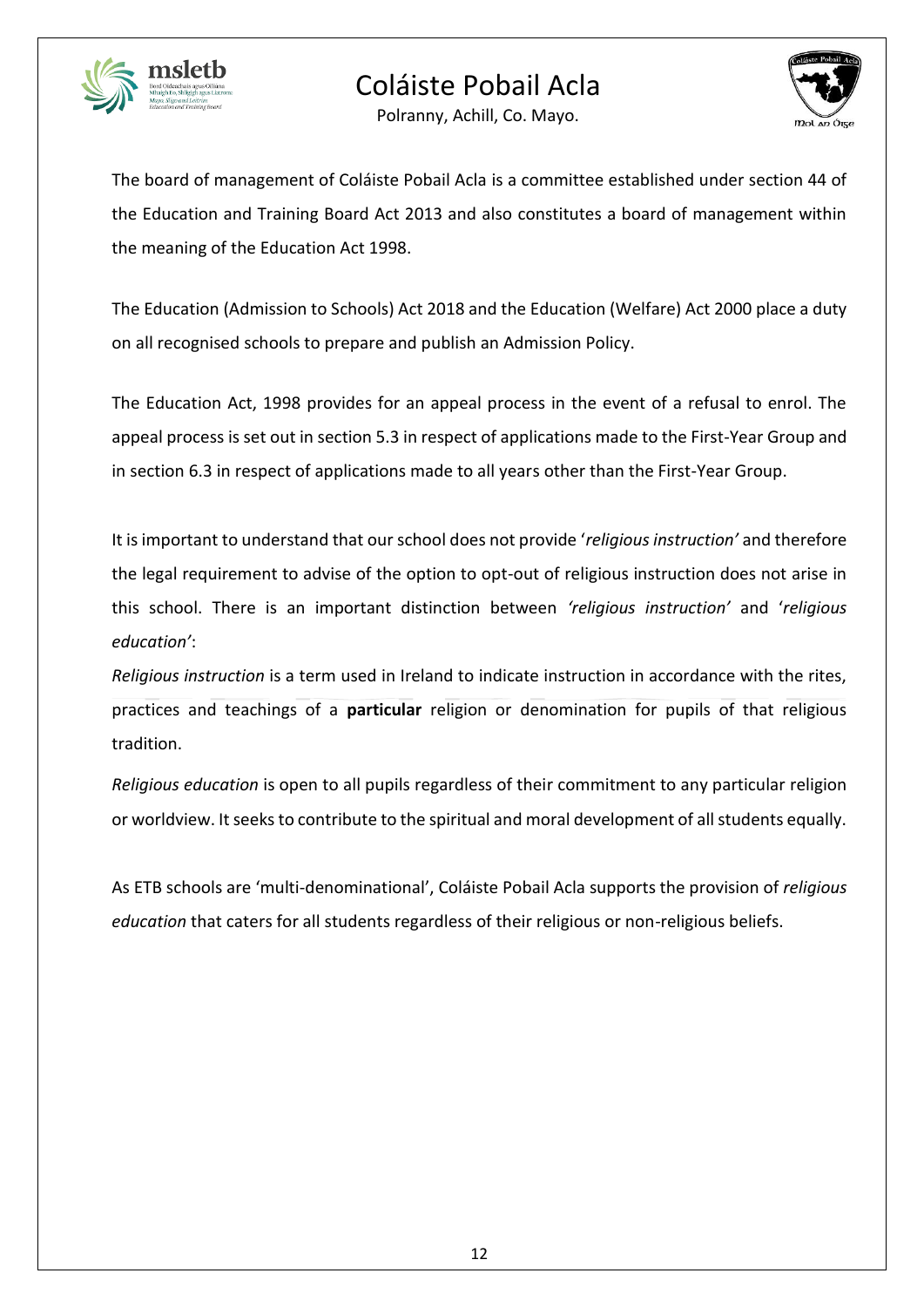The board of management of Coláiste Pobail Acla is a committee established under section 44 of the Education and Training Board Act 2013 and also constitutes a board of management within the meaning of the Education Act 1998.

The Education (Admission to Schools) Act 2018 and the Education (Welfare) Act 2000 place a duty on all recognised schools to prepare and publish an Admission Policy.

The Education Act, 1998 provides for an appeal process in the event of a refusal to enrol. The appeal process is set out in section 5.3 in respect of applications made to the First-Year Group and in section 6.3 in respect of applications made to all years other than the First-Year Group.

It is important to understand that our school does not provide '*religious instruction'* and therefore the legal requirement to advise of the option to opt-out of religious instruction does not arise in this school. There is an important distinction between *'religious instruction'* and '*religious education'*:

*Religious instruction* is a term used in Ireland to indicate instruction in accordance with the rites, practices and teachings of a **particular** religion or denomination for pupils of that religious tradition.

*Religious education* is open to all pupils regardless of their commitment to any particular religion or worldview. It seeks to contribute to the spiritual and moral development of all students equally.

As ETB schools are 'multi-denominational', Coláiste Pobail Acla supports the provision of *religious education* that caters for all students regardless of their religious or non-religious beliefs.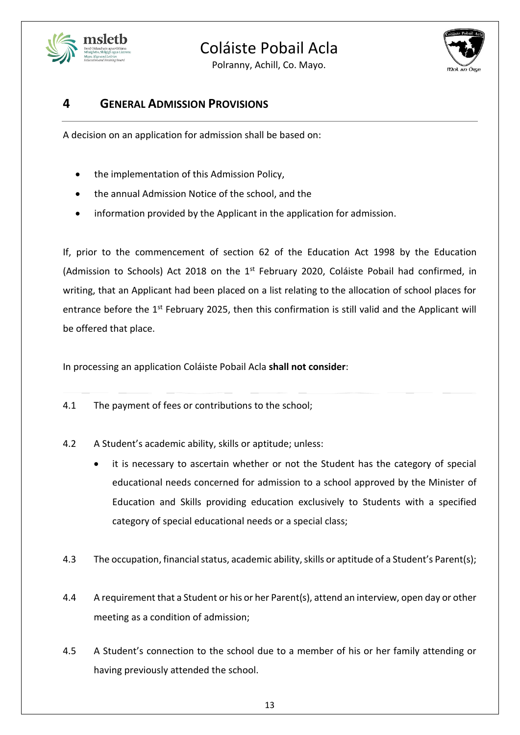## 4 GENERAL ADMISSION PROVISIONS

A decision on an application for admission shall be based on:

- the implementation of this Admission Policy,
- the annual Admission Notice of the school, and the
- information provided by the Applicant in the application for admission.

If, prior to the commencement of section 62 of the Education Act 1998 by the Education (Admission to Schools) Act 2018 on the 1st February 2020, Coláiste Pobail had confirmed, in writing, that an Applicant had been placed on a list relating to the allocation of school places for entrance before the 1st February 2025, then this confirmation is still valid and the Applicant will be offered that place.

In processing an application Coláiste Pobail Acla **shall not consider**:

4.1 The payment of fees or contributions to the school;

4.2 A Student's academic ability, skills or aptitude; unless:

- it is necessary to ascertain whether or not the Student has the category of special educational needs concerned for admission to a school approved by the Minister of Education and Skills providing education exclusively to Students with a specified category of special educational needs or a special class;

4.3 The occupation, financial status, academic ability, skills or aptitude of a Student's Parent(s);

4.4 A requirement that a Student or his or her Parent(s), attend an interview, open day or other meeting as a condition of admission;

4.5 A Student's connection to the school due to a member of his or her family attending or having previously attended the school.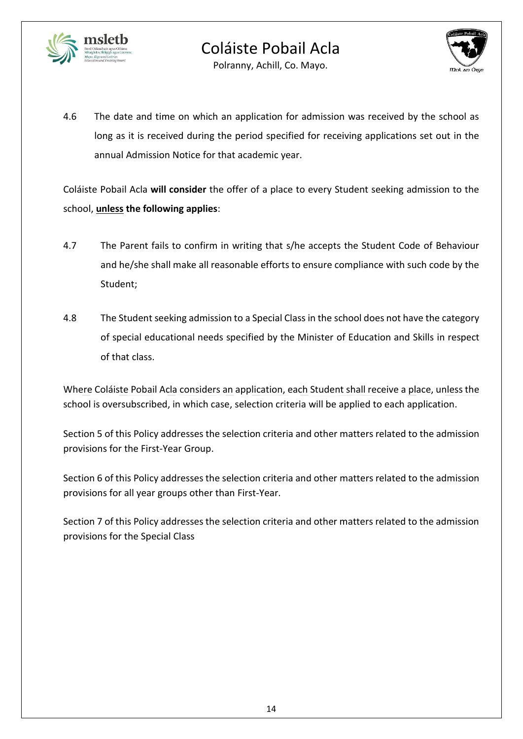4.6 The date and time on which an application for admission was received by the school as long as it is received during the period specified for receiving applications set out in the annual Admission Notice for that academic year.

Coláiste Pobail Acla **will consider** the offer of a place to every Student seeking admission to the school, **<u>unless</u> the following applies**:

4.7 The Parent fails to confirm in writing that s/he accepts the Student Code of Behaviour and he/she shall make all reasonable efforts to ensure compliance with such code by the Student;

4.8 The Student seeking admission to a Special Class in the school does not have the category of special educational needs specified by the Minister of Education and Skills in respect of that class.

Where Coláiste Pobail Acla considers an application, each Student shall receive a place, unless the school is oversubscribed, in which case, selection criteria will be applied to each application.

Section 5 of this Policy addresses the selection criteria and other matters related to the admission provisions for the First-Year Group.

Section 6 of this Policy addresses the selection criteria and other matters related to the admission provisions for all year groups other than First-Year.

Section 7 of this Policy addresses the selection criteria and other matters related to the admission provisions for the Special Class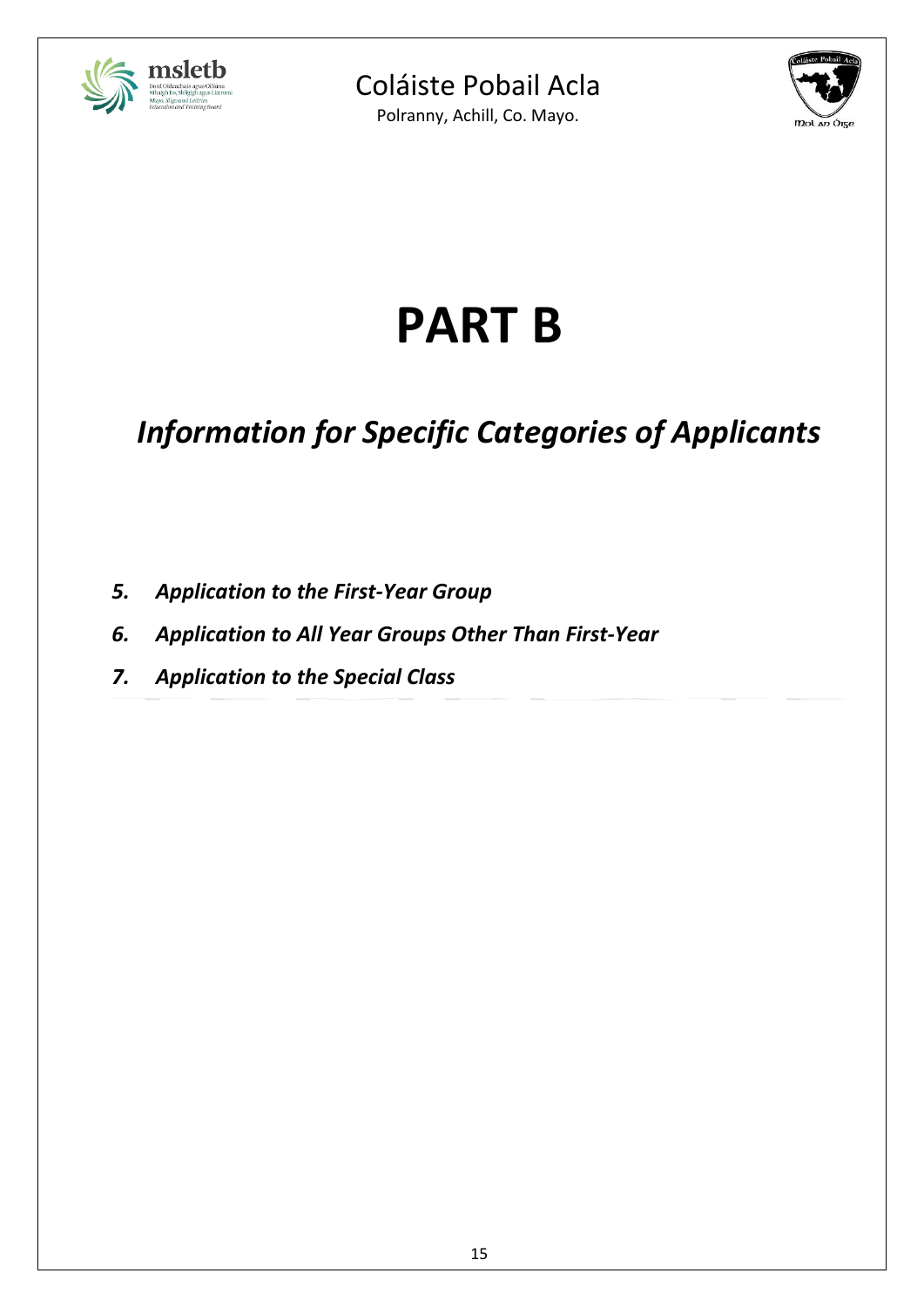# PART B

## *Information for Specific Categories of Applicants*

5. ***Application to the First-Year Group***
6. ***Application to All Year Groups Other Than First-Year***
7. ***Application to the Special Class***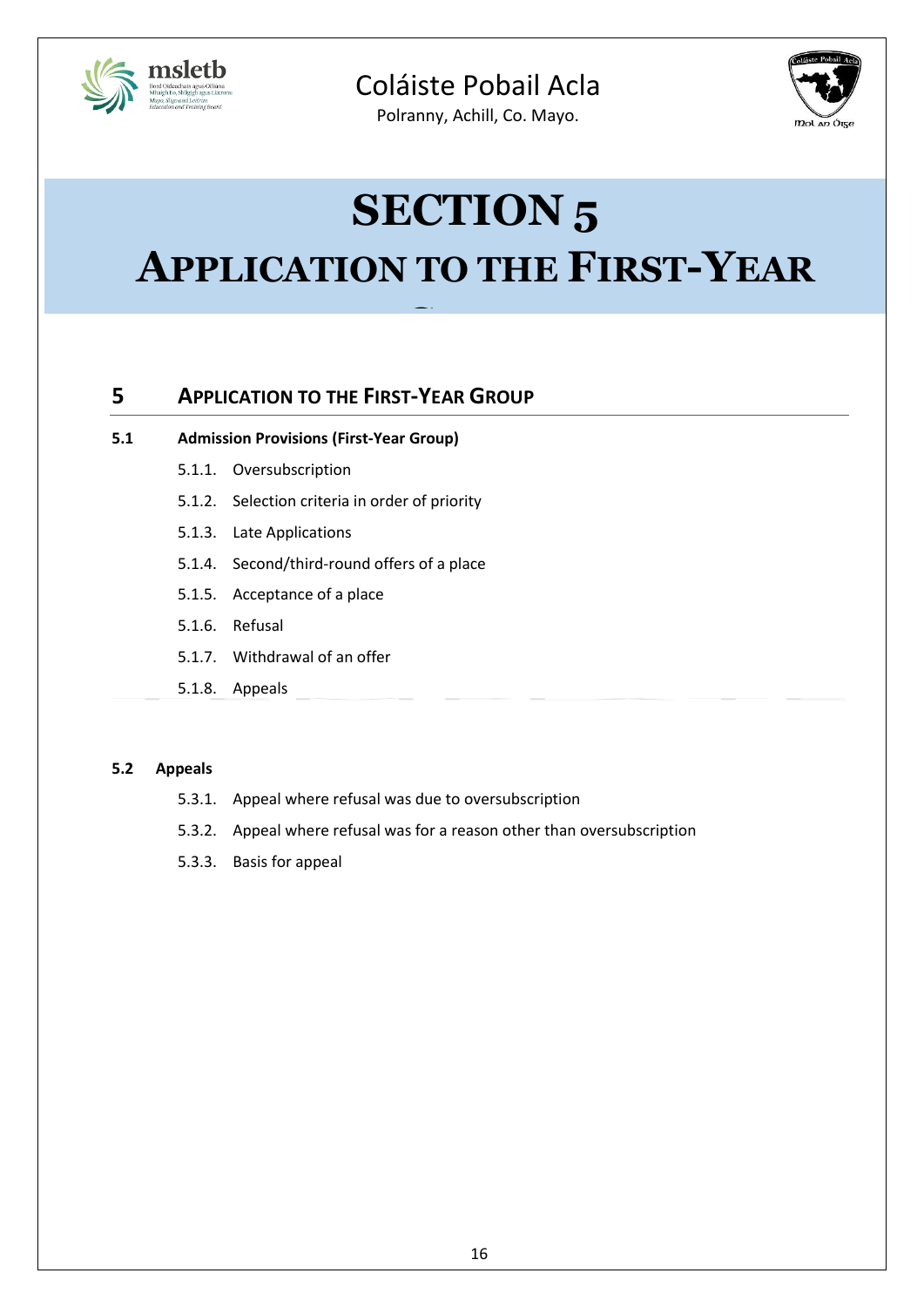# SECTION 5
# APPLICATION TO THE FIRST-YEAR

## 5 APPLICATION TO THE FIRST-YEAR GROUP

### 5.1 Admission Provisions (First-Year Group)

5.1.1. Oversubscription

5.1.2. Selection criteria in order of priority

5.1.3. Late Applications

5.1.4. Second/third-round offers of a place

5.1.5. Acceptance of a place

5.1.6. Refusal

5.1.7. Withdrawal of an offer

5.1.8. Appeals

### 5.2 Appeals

5.3.1. Appeal where refusal was due to oversubscription

5.3.2. Appeal where refusal was for a reason other than oversubscription

5.3.3. Basis for appeal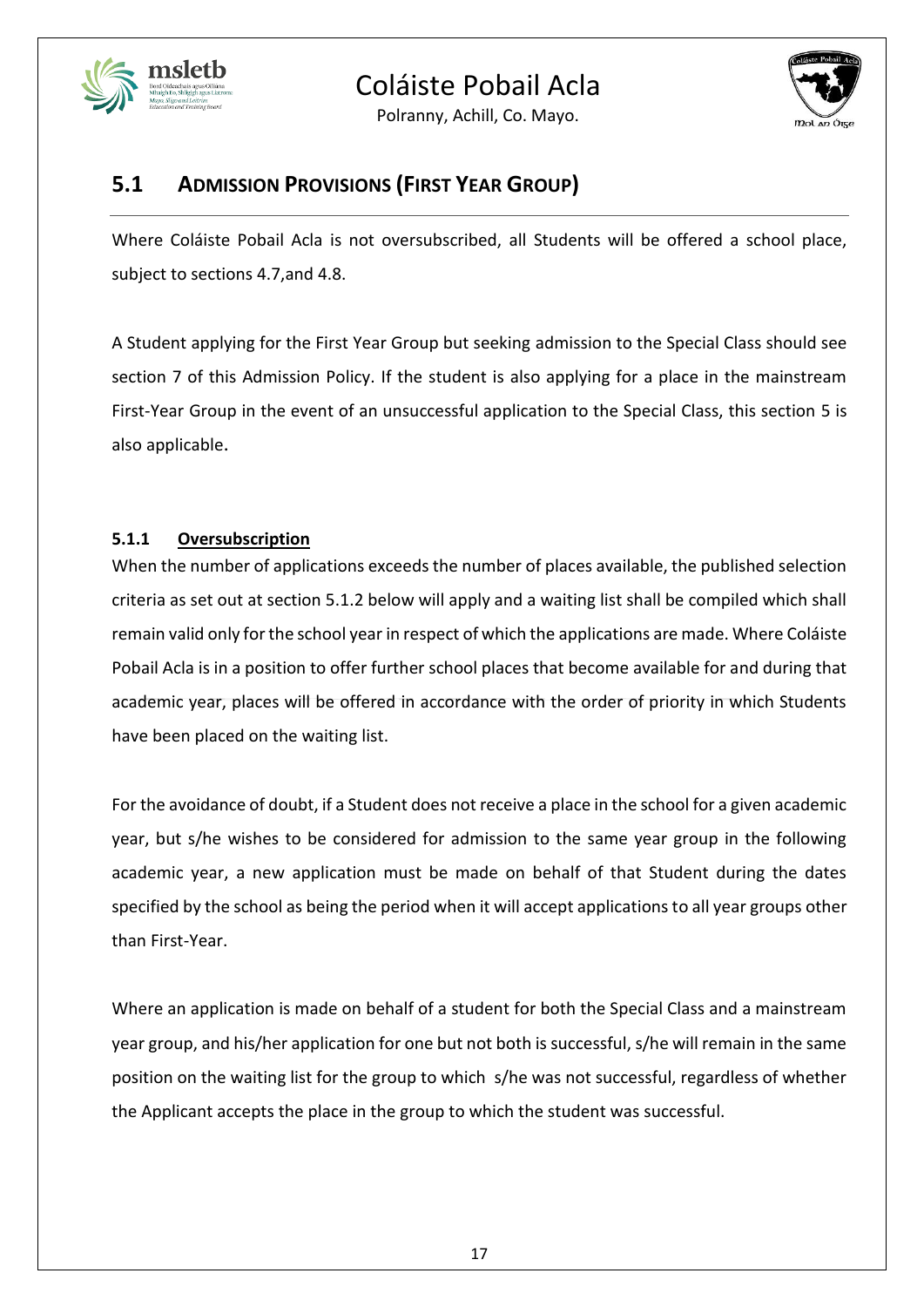## 5.1 ADMISSION PROVISIONS (FIRST YEAR GROUP)

Where Coláiste Pobail Acla is not oversubscribed, all Students will be offered a school place, subject to sections 4.7,and 4.8.

A Student applying for the First Year Group but seeking admission to the Special Class should see section 7 of this Admission Policy. If the student is also applying for a place in the mainstream First-Year Group in the event of an unsuccessful application to the Special Class, this section 5 is also applicable.

### 5.1.1 Oversubscription

When the number of applications exceeds the number of places available, the published selection criteria as set out at section 5.1.2 below will apply and a waiting list shall be compiled which shall remain valid only for the school year in respect of which the applications are made. Where Coláiste Pobail Acla is in a position to offer further school places that become available for and during that academic year, places will be offered in accordance with the order of priority in which Students have been placed on the waiting list.

For the avoidance of doubt, if a Student does not receive a place in the school for a given academic year, but s/he wishes to be considered for admission to the same year group in the following academic year, a new application must be made on behalf of that Student during the dates specified by the school as being the period when it will accept applications to all year groups other than First-Year.

Where an application is made on behalf of a student for both the Special Class and a mainstream year group, and his/her application for one but not both is successful, s/he will remain in the same position on the waiting list for the group to which s/he was not successful, regardless of whether the Applicant accepts the place in the group to which the student was successful.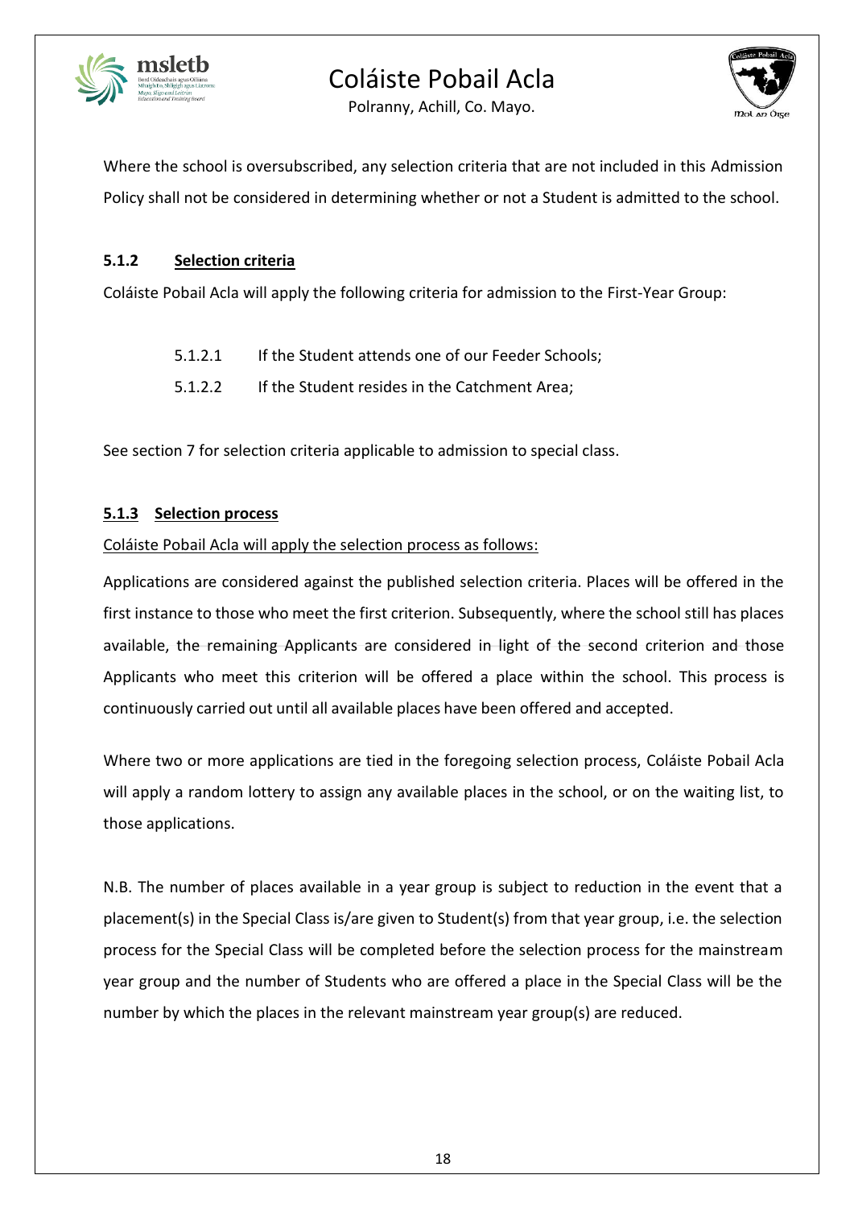Where the school is oversubscribed, any selection criteria that are not included in this Admission Policy shall not be considered in determining whether or not a Student is admitted to the school.

### 5.1.2 Selection criteria

Coláiste Pobail Acla will apply the following criteria for admission to the First-Year Group:

- 5.1.2.1 If the Student attends one of our Feeder Schools;
- 5.1.2.2 If the Student resides in the Catchment Area;

See section 7 for selection criteria applicable to admission to special class.

### 5.1.3 Selection process

Coláiste Pobail Acla will apply the selection process as follows:

Applications are considered against the published selection criteria. Places will be offered in the first instance to those who meet the first criterion. Subsequently, where the school still has places available, the remaining Applicants are considered in light of the second criterion and those Applicants who meet this criterion will be offered a place within the school. This process is continuously carried out until all available places have been offered and accepted.

Where two or more applications are tied in the foregoing selection process, Coláiste Pobail Acla will apply a random lottery to assign any available places in the school, or on the waiting list, to those applications.

N.B. The number of places available in a year group is subject to reduction in the event that a placement(s) in the Special Class is/are given to Student(s) from that year group, i.e. the selection process for the Special Class will be completed before the selection process for the mainstream year group and the number of Students who are offered a place in the Special Class will be the number by which the places in the relevant mainstream year group(s) are reduced.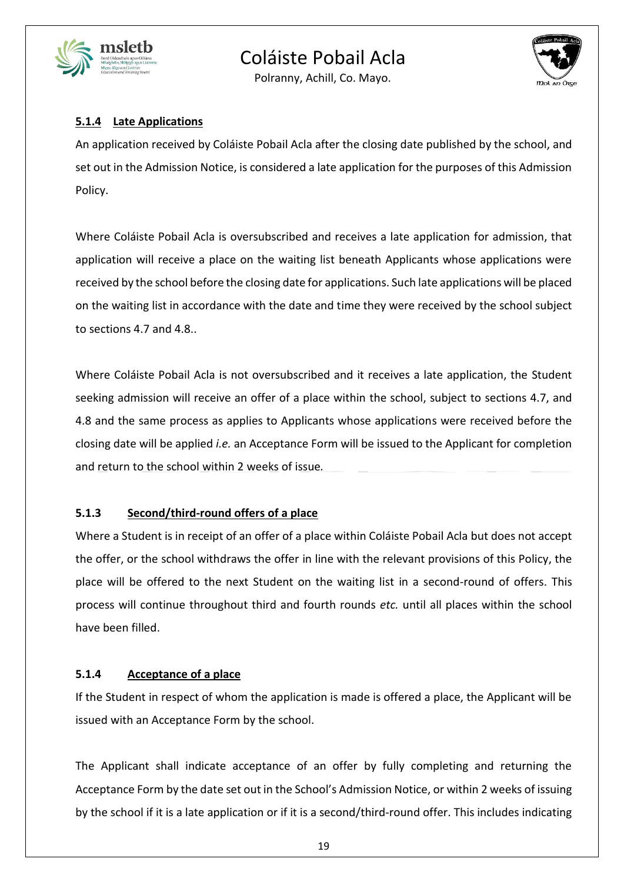### 5.1.4 Late Applications

An application received by Coláiste Pobail Acla after the closing date published by the school, and set out in the Admission Notice, is considered a late application for the purposes of this Admission Policy.

Where Coláiste Pobail Acla is oversubscribed and receives a late application for admission, that application will receive a place on the waiting list beneath Applicants whose applications were received by the school before the closing date for applications. Such late applications will be placed on the waiting list in accordance with the date and time they were received by the school subject to sections 4.7 and 4.8..

Where Coláiste Pobail Acla is not oversubscribed and it receives a late application, the Student seeking admission will receive an offer of a place within the school, subject to sections 4.7, and 4.8 and the same process as applies to Applicants whose applications were received before the closing date will be applied *i.e.* an Acceptance Form will be issued to the Applicant for completion and return to the school within 2 weeks of issue.

### 5.1.3 Second/third-round offers of a place

Where a Student is in receipt of an offer of a place within Coláiste Pobail Acla but does not accept the offer, or the school withdraws the offer in line with the relevant provisions of this Policy, the place will be offered to the next Student on the waiting list in a second-round of offers. This process will continue throughout third and fourth rounds *etc.* until all places within the school have been filled.

### 5.1.4 Acceptance of a place

If the Student in respect of whom the application is made is offered a place, the Applicant will be issued with an Acceptance Form by the school.

The Applicant shall indicate acceptance of an offer by fully completing and returning the Acceptance Form by the date set out in the School's Admission Notice, or within 2 weeks of issuing by the school if it is a late application or if it is a second/third-round offer. This includes indicating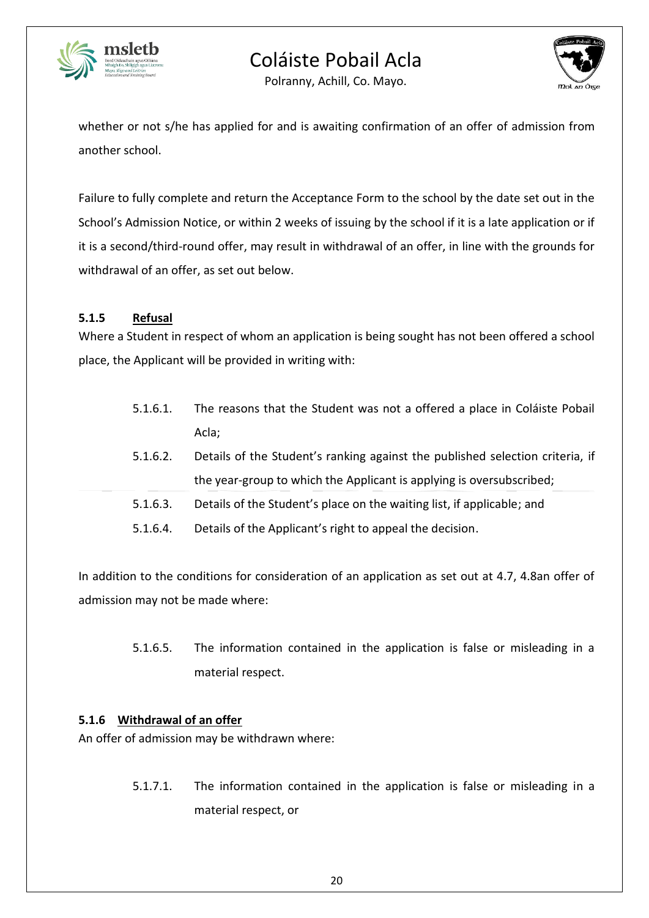whether or not s/he has applied for and is awaiting confirmation of an offer of admission from another school.

Failure to fully complete and return the Acceptance Form to the school by the date set out in the School's Admission Notice, or within 2 weeks of issuing by the school if it is a late application or if it is a second/third-round offer, may result in withdrawal of an offer, in line with the grounds for withdrawal of an offer, as set out below.

### 5.1.5 Refusal

Where a Student in respect of whom an application is being sought has not been offered a school place, the Applicant will be provided in writing with:

- 5.1.6.1. The reasons that the Student was not a offered a place in Coláiste Pobail Acla;
- 5.1.6.2. Details of the Student's ranking against the published selection criteria, if the year-group to which the Applicant is applying is oversubscribed;
- 5.1.6.3. Details of the Student's place on the waiting list, if applicable; and
- 5.1.6.4. Details of the Applicant's right to appeal the decision.

In addition to the conditions for consideration of an application as set out at 4.7, 4.8an offer of admission may not be made where:

- 5.1.6.5. The information contained in the application is false or misleading in a material respect.

### 5.1.6 Withdrawal of an offer

An offer of admission may be withdrawn where:

- 5.1.7.1. The information contained in the application is false or misleading in a material respect, or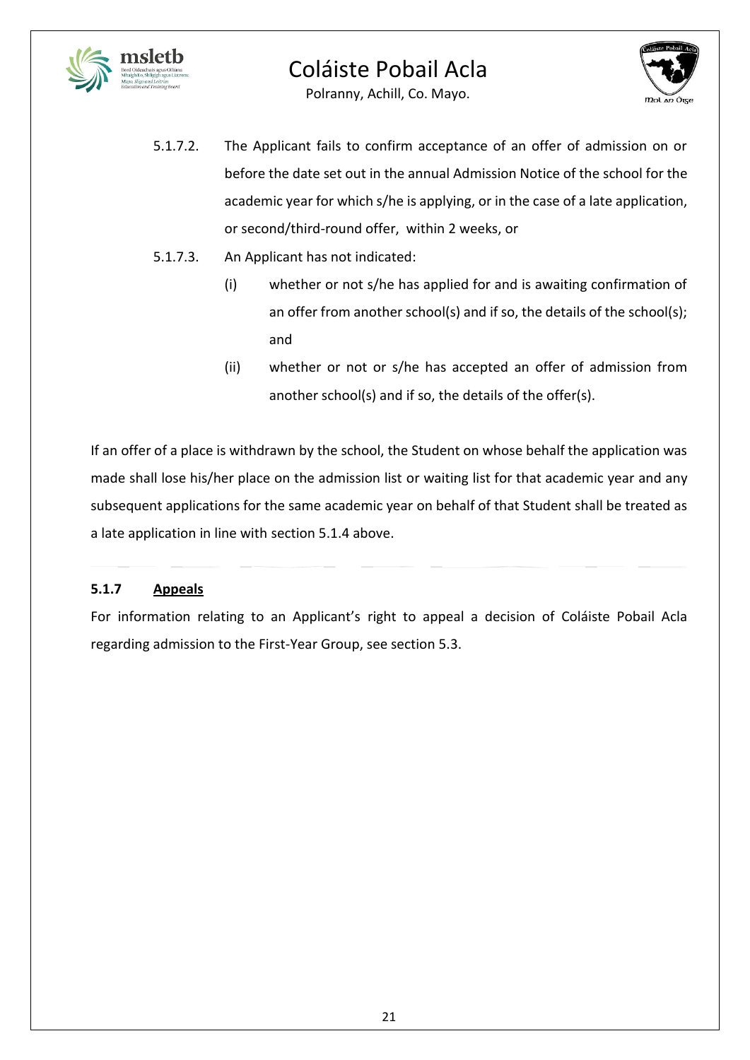5.1.7.2. The Applicant fails to confirm acceptance of an offer of admission on or before the date set out in the annual Admission Notice of the school for the academic year for which s/he is applying, or in the case of a late application, or second/third-round offer, within 2 weeks, or

5.1.7.3. An Applicant has not indicated:

(i) whether or not s/he has applied for and is awaiting confirmation of an offer from another school(s) and if so, the details of the school(s); and

(ii) whether or not or s/he has accepted an offer of admission from another school(s) and if so, the details of the offer(s).

If an offer of a place is withdrawn by the school, the Student on whose behalf the application was made shall lose his/her place on the admission list or waiting list for that academic year and any subsequent applications for the same academic year on behalf of that Student shall be treated as a late application in line with section 5.1.4 above.

#### 5.1.7 <u>Appeals</u>

For information relating to an Applicant's right to appeal a decision of Coláiste Pobail Acla regarding admission to the First-Year Group, see section 5.3.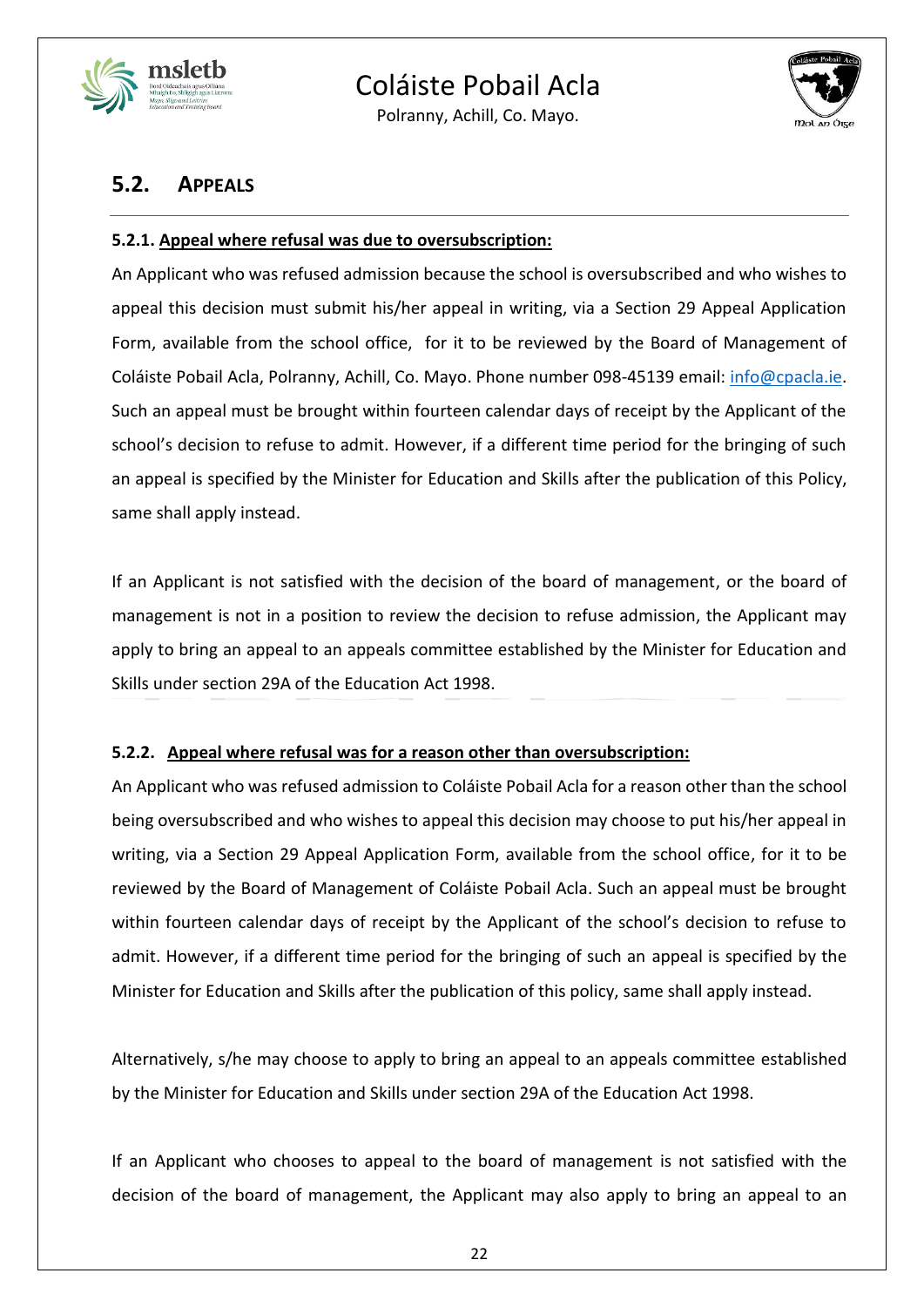## 5.2. APPEALS

**5.2.1. Appeal where refusal was due to oversubscription:**

An Applicant who was refused admission because the school is oversubscribed and who wishes to appeal this decision must submit his/her appeal in writing, via a Section 29 Appeal Application Form, available from the school office, for it to be reviewed by the Board of Management of Coláiste Pobail Acla, Polranny, Achill, Co. Mayo. Phone number 098-45139 email: info@cpacla.ie. Such an appeal must be brought within fourteen calendar days of receipt by the Applicant of the school's decision to refuse to admit. However, if a different time period for the bringing of such an appeal is specified by the Minister for Education and Skills after the publication of this Policy, same shall apply instead.

If an Applicant is not satisfied with the decision of the board of management, or the board of management is not in a position to review the decision to refuse admission, the Applicant may apply to bring an appeal to an appeals committee established by the Minister for Education and Skills under section 29A of the Education Act 1998.

**5.2.2. Appeal where refusal was for a reason other than oversubscription:**

An Applicant who was refused admission to Coláiste Pobail Acla for a reason other than the school being oversubscribed and who wishes to appeal this decision may choose to put his/her appeal in writing, via a Section 29 Appeal Application Form, available from the school office, for it to be reviewed by the Board of Management of Coláiste Pobail Acla. Such an appeal must be brought within fourteen calendar days of receipt by the Applicant of the school's decision to refuse to admit. However, if a different time period for the bringing of such an appeal is specified by the Minister for Education and Skills after the publication of this policy, same shall apply instead.

Alternatively, s/he may choose to apply to bring an appeal to an appeals committee established by the Minister for Education and Skills under section 29A of the Education Act 1998.

If an Applicant who chooses to appeal to the board of management is not satisfied with the decision of the board of management, the Applicant may also apply to bring an appeal to an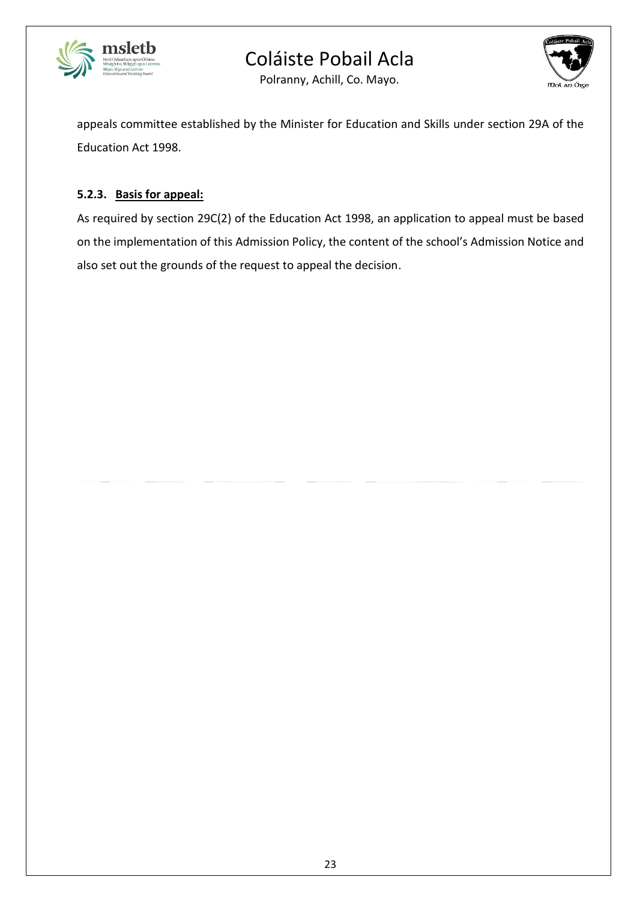appeals committee established by the Minister for Education and Skills under section 29A of the Education Act 1998.

### 5.2.3. <u>Basis for appeal:</u>

As required by section 29C(2) of the Education Act 1998, an application to appeal must be based on the implementation of this Admission Policy, the content of the school's Admission Notice and also set out the grounds of the request to appeal the decision.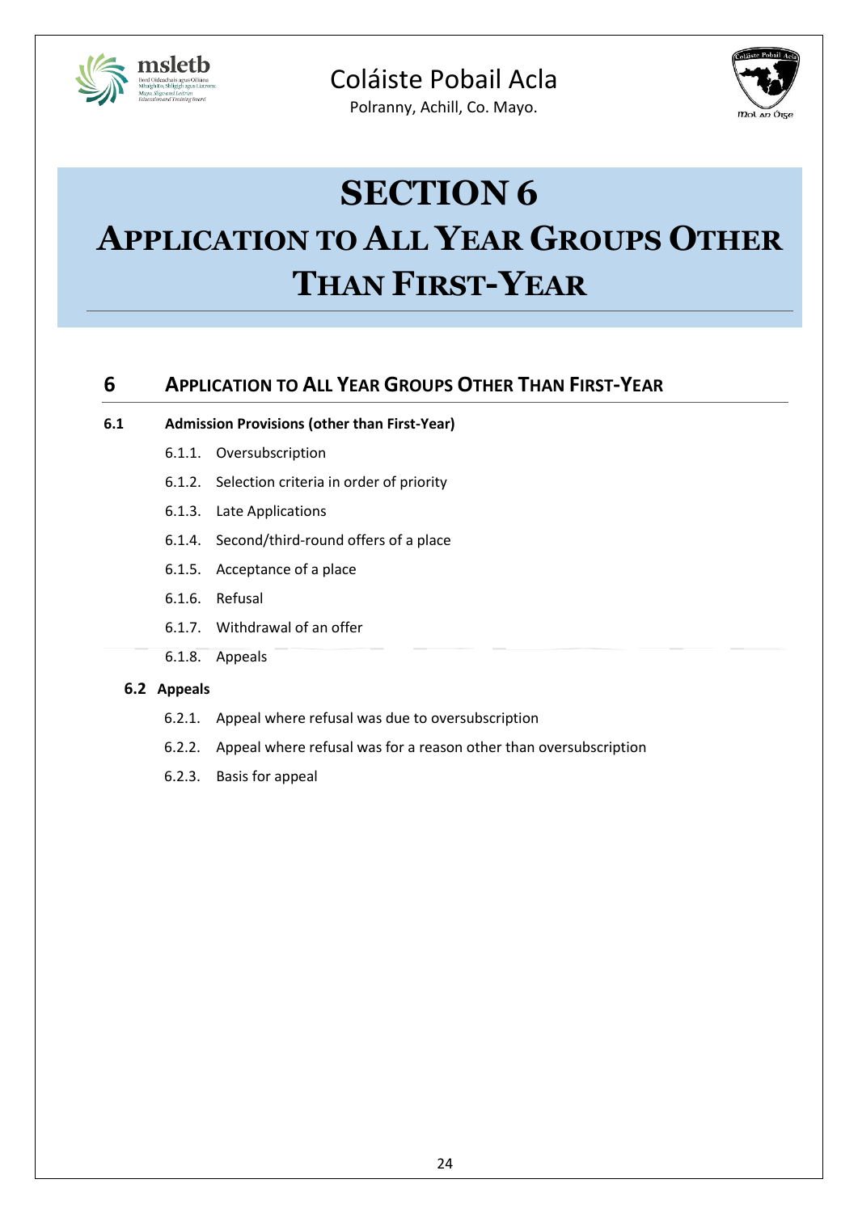# SECTION 6

# APPLICATION TO ALL YEAR GROUPS OTHER THAN FIRST-YEAR

## 6 APPLICATION TO ALL YEAR GROUPS OTHER THAN FIRST-YEAR

**6.1 Admission Provisions (other than First-Year)**

- 6.1.1. Oversubscription
- 6.1.2. Selection criteria in order of priority
- 6.1.3. Late Applications
- 6.1.4. Second/third-round offers of a place
- 6.1.5. Acceptance of a place
- 6.1.6. Refusal
- 6.1.7. Withdrawal of an offer
- 6.1.8. Appeals

**6.2 Appeals**

- 6.2.1. Appeal where refusal was due to oversubscription
- 6.2.2. Appeal where refusal was for a reason other than oversubscription
- 6.2.3. Basis for appeal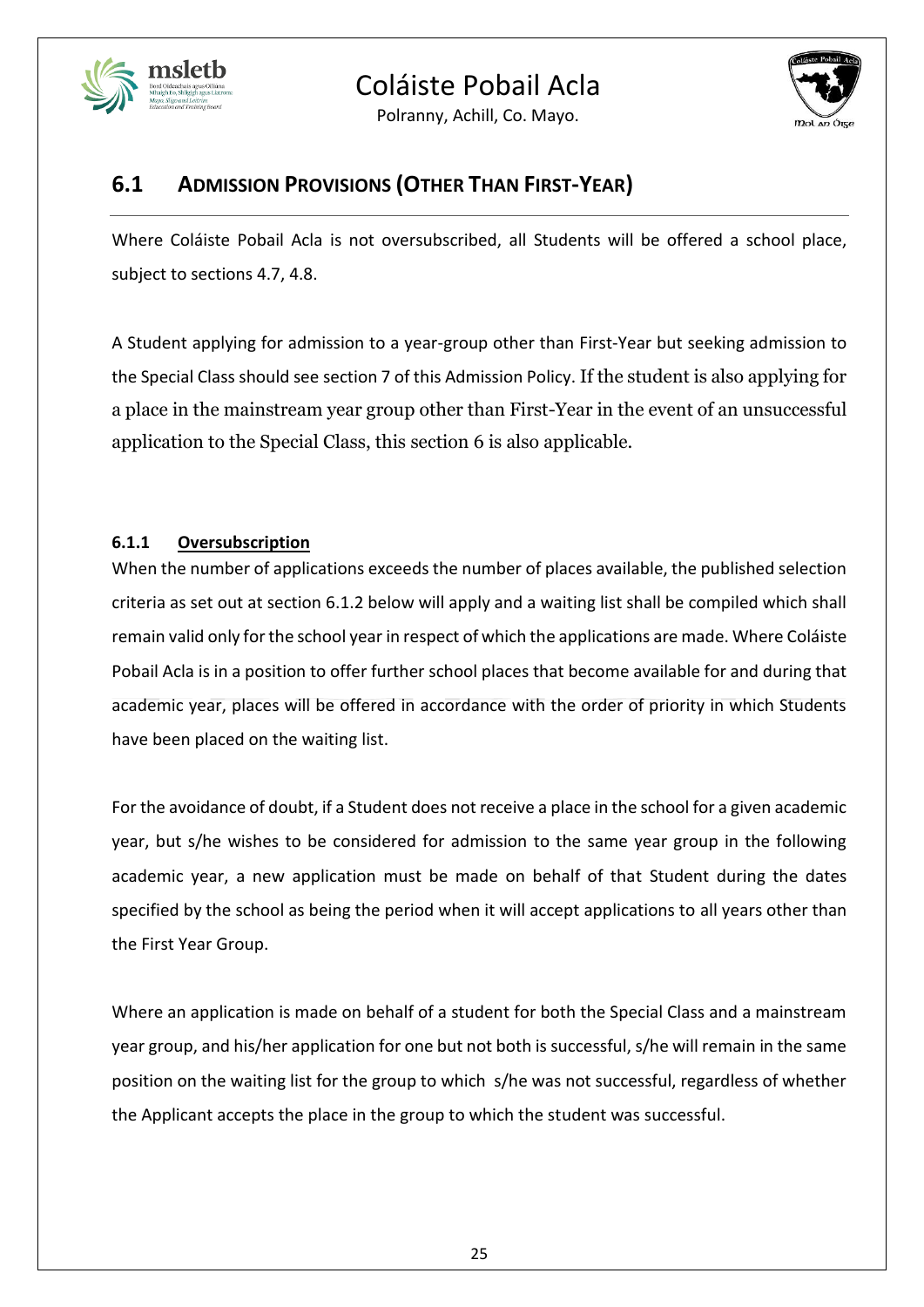## 6.1 ADMISSION PROVISIONS (OTHER THAN FIRST-YEAR)

Where Coláiste Pobail Acla is not oversubscribed, all Students will be offered a school place, subject to sections 4.7, 4.8.

A Student applying for admission to a year-group other than First-Year but seeking admission to the Special Class should see section 7 of this Admission Policy. If the student is also applying for a place in the mainstream year group other than First-Year in the event of an unsuccessful application to the Special Class, this section 6 is also applicable.

### 6.1.1 Oversubscription

When the number of applications exceeds the number of places available, the published selection criteria as set out at section 6.1.2 below will apply and a waiting list shall be compiled which shall remain valid only for the school year in respect of which the applications are made. Where Coláiste Pobail Acla is in a position to offer further school places that become available for and during that academic year, places will be offered in accordance with the order of priority in which Students have been placed on the waiting list.

For the avoidance of doubt, if a Student does not receive a place in the school for a given academic year, but s/he wishes to be considered for admission to the same year group in the following academic year, a new application must be made on behalf of that Student during the dates specified by the school as being the period when it will accept applications to all years other than the First Year Group.

Where an application is made on behalf of a student for both the Special Class and a mainstream year group, and his/her application for one but not both is successful, s/he will remain in the same position on the waiting list for the group to which s/he was not successful, regardless of whether the Applicant accepts the place in the group to which the student was successful.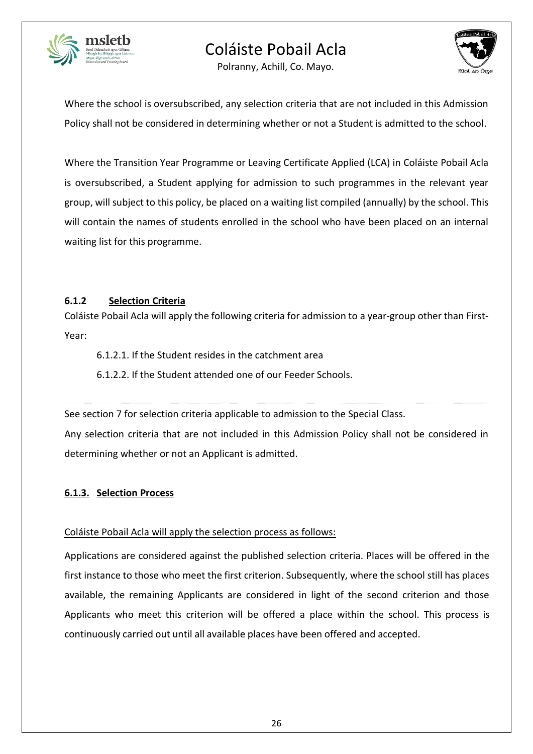Where the school is oversubscribed, any selection criteria that are not included in this Admission Policy shall not be considered in determining whether or not a Student is admitted to the school.

Where the Transition Year Programme or Leaving Certificate Applied (LCA) in Coláiste Pobail Acla is oversubscribed, a Student applying for admission to such programmes in the relevant year group, will subject to this policy, be placed on a waiting list compiled (annually) by the school. This will contain the names of students enrolled in the school who have been placed on an internal waiting list for this programme.

### 6.1.2 Selection Criteria

Coláiste Pobail Acla will apply the following criteria for admission to a year-group other than First-Year:

6.1.2.1. If the Student resides in the catchment area

6.1.2.2. If the Student attended one of our Feeder Schools.

See section 7 for selection criteria applicable to admission to the Special Class.

Any selection criteria that are not included in this Admission Policy shall not be considered in determining whether or not an Applicant is admitted.

### 6.1.3. Selection Process

Coláiste Pobail Acla will apply the selection process as follows:

Applications are considered against the published selection criteria. Places will be offered in the first instance to those who meet the first criterion. Subsequently, where the school still has places available, the remaining Applicants are considered in light of the second criterion and those Applicants who meet this criterion will be offered a place within the school. This process is continuously carried out until all available places have been offered and accepted.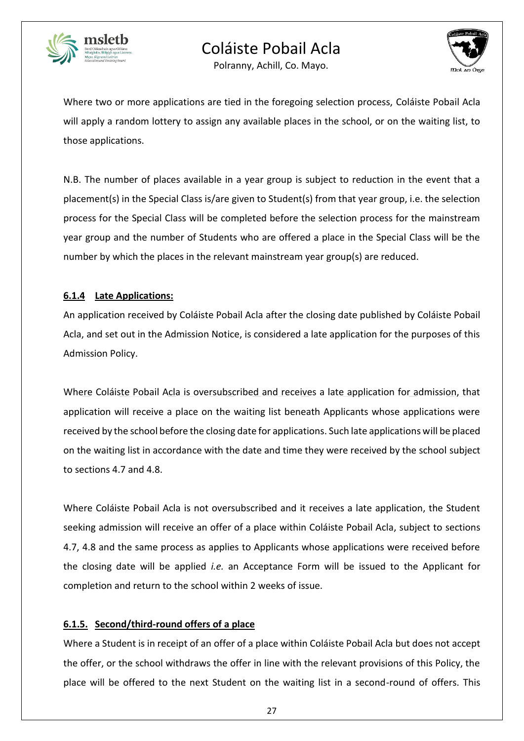Where two or more applications are tied in the foregoing selection process, Coláiste Pobail Acla will apply a random lottery to assign any available places in the school, or on the waiting list, to those applications.

N.B. The number of places available in a year group is subject to reduction in the event that a placement(s) in the Special Class is/are given to Student(s) from that year group, i.e. the selection process for the Special Class will be completed before the selection process for the mainstream year group and the number of Students who are offered a place in the Special Class will be the number by which the places in the relevant mainstream year group(s) are reduced.

#### **6.1.4 Late Applications:**

An application received by Coláiste Pobail Acla after the closing date published by Coláiste Pobail Acla, and set out in the Admission Notice, is considered a late application for the purposes of this Admission Policy.

Where Coláiste Pobail Acla is oversubscribed and receives a late application for admission, that application will receive a place on the waiting list beneath Applicants whose applications were received by the school before the closing date for applications. Such late applications will be placed on the waiting list in accordance with the date and time they were received by the school subject to sections 4.7 and 4.8.

Where Coláiste Pobail Acla is not oversubscribed and it receives a late application, the Student seeking admission will receive an offer of a place within Coláiste Pobail Acla, subject to sections 4.7, 4.8 and the same process as applies to Applicants whose applications were received before the closing date will be applied *i.e.* an Acceptance Form will be issued to the Applicant for completion and return to the school within 2 weeks of issue.

#### **6.1.5. Second/third-round offers of a place**

Where a Student is in receipt of an offer of a place within Coláiste Pobail Acla but does not accept the offer, or the school withdraws the offer in line with the relevant provisions of this Policy, the place will be offered to the next Student on the waiting list in a second-round of offers. This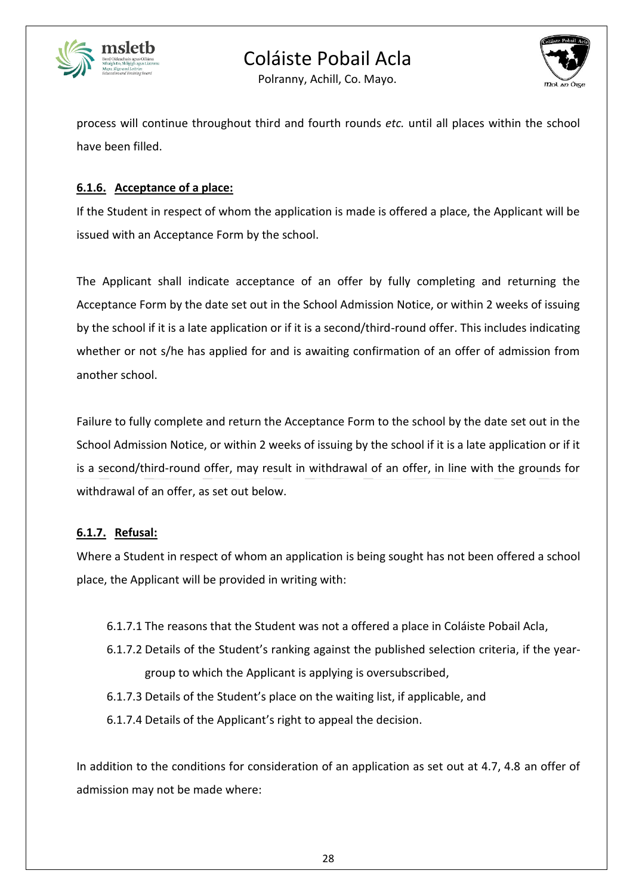process will continue throughout third and fourth rounds *etc.* until all places within the school have been filled.

#### **6.1.6. Acceptance of a place:**

If the Student in respect of whom the application is made is offered a place, the Applicant will be issued with an Acceptance Form by the school.

The Applicant shall indicate acceptance of an offer by fully completing and returning the Acceptance Form by the date set out in the School Admission Notice, or within 2 weeks of issuing by the school if it is a late application or if it is a second/third-round offer. This includes indicating whether or not s/he has applied for and is awaiting confirmation of an offer of admission from another school.

Failure to fully complete and return the Acceptance Form to the school by the date set out in the School Admission Notice, or within 2 weeks of issuing by the school if it is a late application or if it is a second/third-round offer, may result in withdrawal of an offer, in line with the grounds for withdrawal of an offer, as set out below.

#### **6.1.7. Refusal:**

Where a Student in respect of whom an application is being sought has not been offered a school place, the Applicant will be provided in writing with:

- 6.1.7.1 The reasons that the Student was not a offered a place in Coláiste Pobail Acla,
- 6.1.7.2 Details of the Student's ranking against the published selection criteria, if the year-group to which the Applicant is applying is oversubscribed,
- 6.1.7.3 Details of the Student's place on the waiting list, if applicable, and
- 6.1.7.4 Details of the Applicant's right to appeal the decision.

In addition to the conditions for consideration of an application as set out at 4.7, 4.8 an offer of admission may not be made where: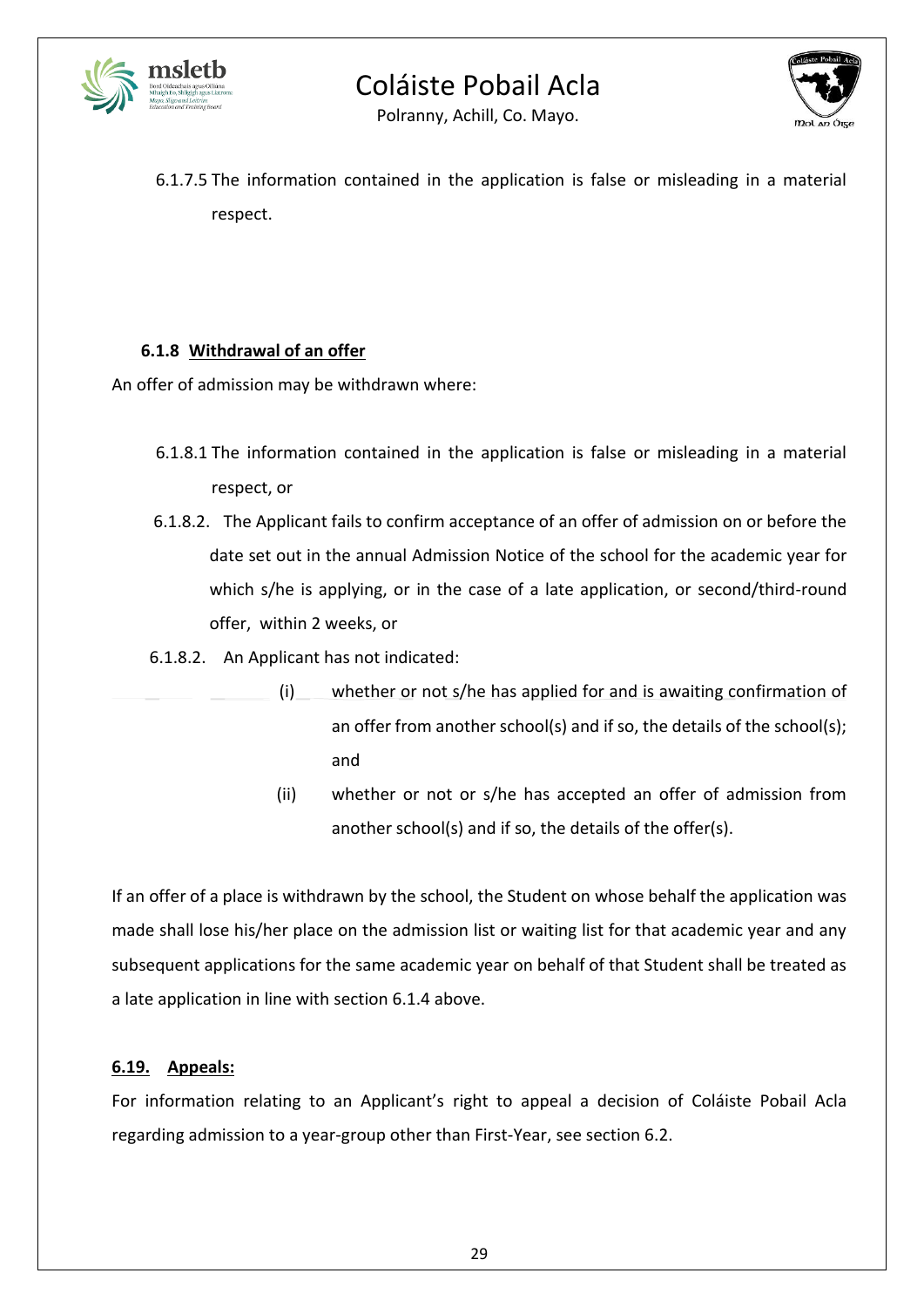6.1.7.5 The information contained in the application is false or misleading in a material respect.

### 6.1.8 Withdrawal of an offer

An offer of admission may be withdrawn where:

6.1.8.1 The information contained in the application is false or misleading in a material respect, or

6.1.8.2. The Applicant fails to confirm acceptance of an offer of admission on or before the date set out in the annual Admission Notice of the school for the academic year for which s/he is applying, or in the case of a late application, or second/third-round offer, within 2 weeks, or

6.1.8.2. An Applicant has not indicated:

(i) whether or not s/he has applied for and is awaiting confirmation of an offer from another school(s) and if so, the details of the school(s); and

(ii) whether or not or s/he has accepted an offer of admission from another school(s) and if so, the details of the offer(s).

If an offer of a place is withdrawn by the school, the Student on whose behalf the application was made shall lose his/her place on the admission list or waiting list for that academic year and any subsequent applications for the same academic year on behalf of that Student shall be treated as a late application in line with section 6.1.4 above.

### 6.19. Appeals:

For information relating to an Applicant's right to appeal a decision of Coláiste Pobail Acla regarding admission to a year-group other than First-Year, see section 6.2.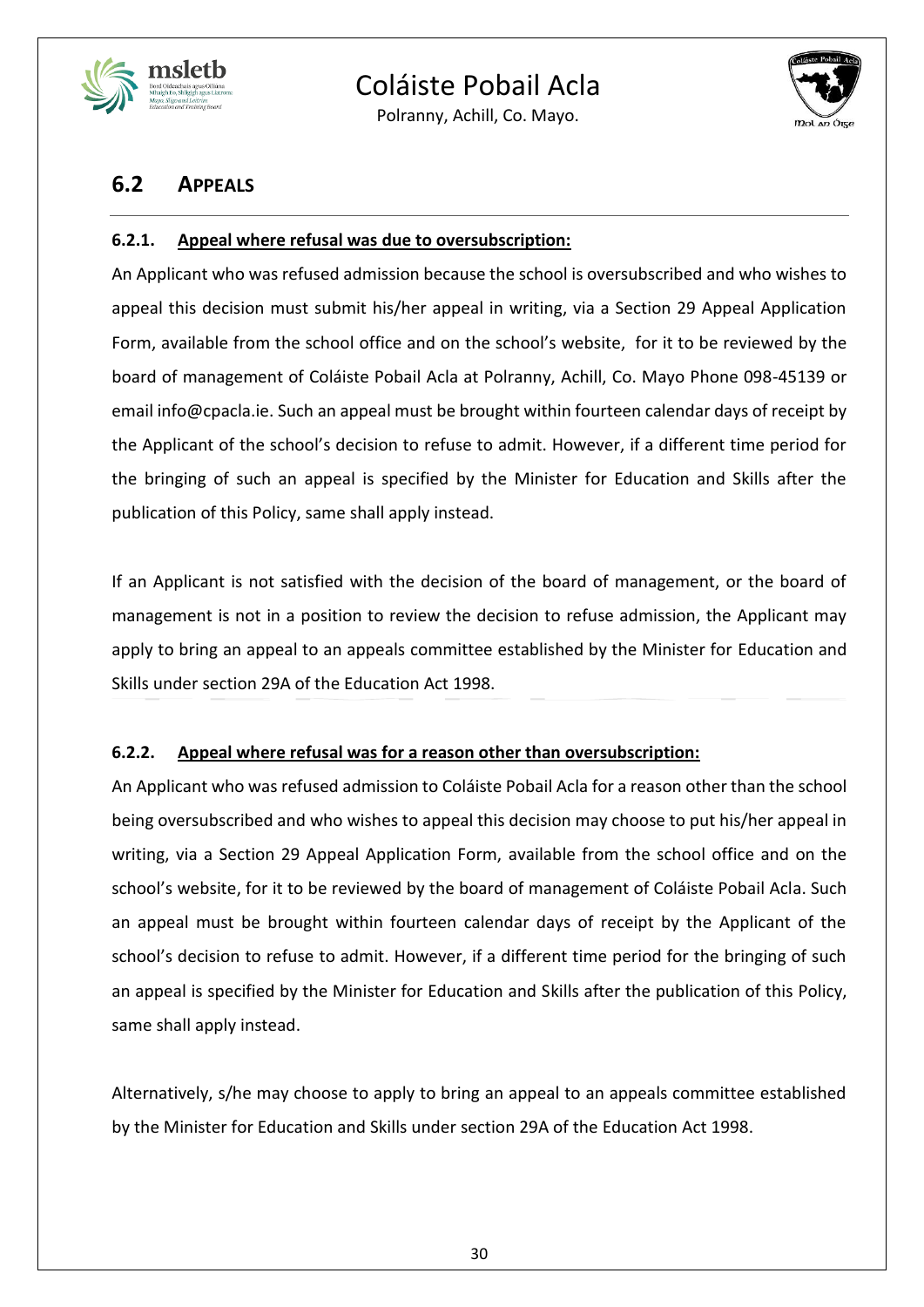## 6.2 APPEALS

### 6.2.1. Appeal where refusal was due to oversubscription:

An Applicant who was refused admission because the school is oversubscribed and who wishes to appeal this decision must submit his/her appeal in writing, via a Section 29 Appeal Application Form, available from the school office and on the school's website, for it to be reviewed by the board of management of Coláiste Pobail Acla at Polranny, Achill, Co. Mayo Phone 098-45139 or email info@cpacla.ie. Such an appeal must be brought within fourteen calendar days of receipt by the Applicant of the school's decision to refuse to admit. However, if a different time period for the bringing of such an appeal is specified by the Minister for Education and Skills after the publication of this Policy, same shall apply instead.

If an Applicant is not satisfied with the decision of the board of management, or the board of management is not in a position to review the decision to refuse admission, the Applicant may apply to bring an appeal to an appeals committee established by the Minister for Education and Skills under section 29A of the Education Act 1998.

### 6.2.2. Appeal where refusal was for a reason other than oversubscription:

An Applicant who was refused admission to Coláiste Pobail Acla for a reason other than the school being oversubscribed and who wishes to appeal this decision may choose to put his/her appeal in writing, via a Section 29 Appeal Application Form, available from the school office and on the school's website, for it to be reviewed by the board of management of Coláiste Pobail Acla. Such an appeal must be brought within fourteen calendar days of receipt by the Applicant of the school's decision to refuse to admit. However, if a different time period for the bringing of such an appeal is specified by the Minister for Education and Skills after the publication of this Policy, same shall apply instead.

Alternatively, s/he may choose to apply to bring an appeal to an appeals committee established by the Minister for Education and Skills under section 29A of the Education Act 1998.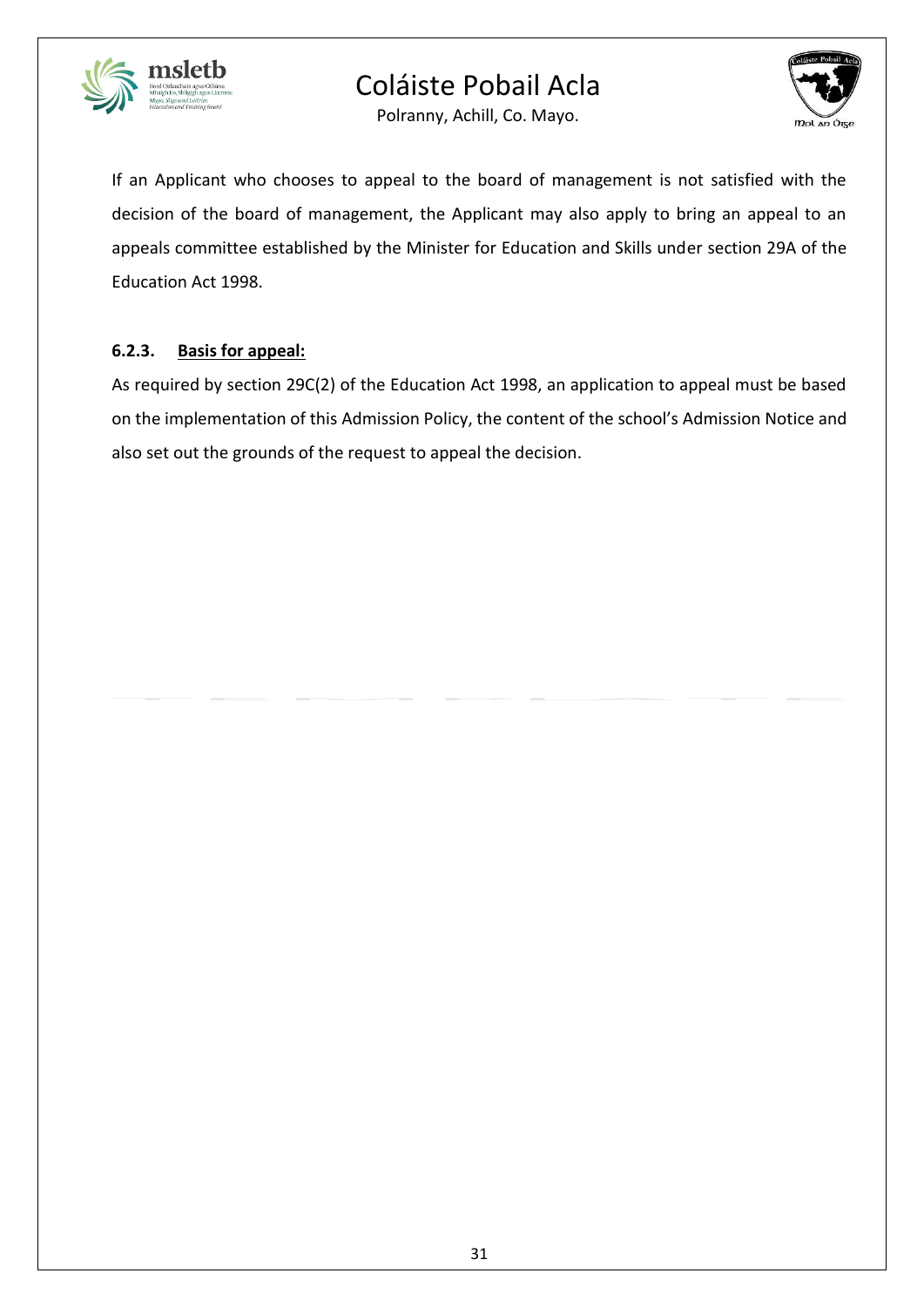If an Applicant who chooses to appeal to the board of management is not satisfied with the decision of the board of management, the Applicant may also apply to bring an appeal to an appeals committee established by the Minister for Education and Skills under section 29A of the Education Act 1998.

#### 6.2.3. <u>Basis for appeal:</u>

As required by section 29C(2) of the Education Act 1998, an application to appeal must be based on the implementation of this Admission Policy, the content of the school's Admission Notice and also set out the grounds of the request to appeal the decision.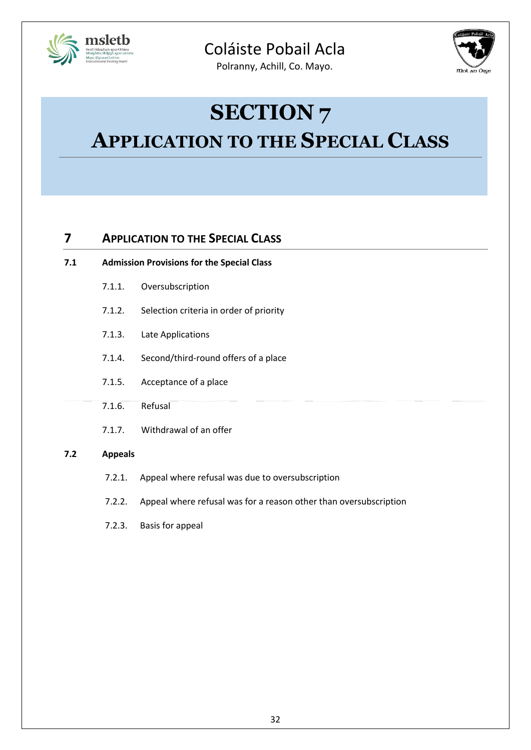# SECTION 7
# APPLICATION TO THE SPECIAL CLASS

## 7 APPLICATION TO THE SPECIAL CLASS

**7.1 Admission Provisions for the Special Class**

- 7.1.1. Oversubscription
- 7.1.2. Selection criteria in order of priority
- 7.1.3. Late Applications
- 7.1.4. Second/third-round offers of a place
- 7.1.5. Acceptance of a place
- 7.1.6. Refusal
- 7.1.7. Withdrawal of an offer

**7.2 Appeals**

- 7.2.1. Appeal where refusal was due to oversubscription
- 7.2.2. Appeal where refusal was for a reason other than oversubscription
- 7.2.3. Basis for appeal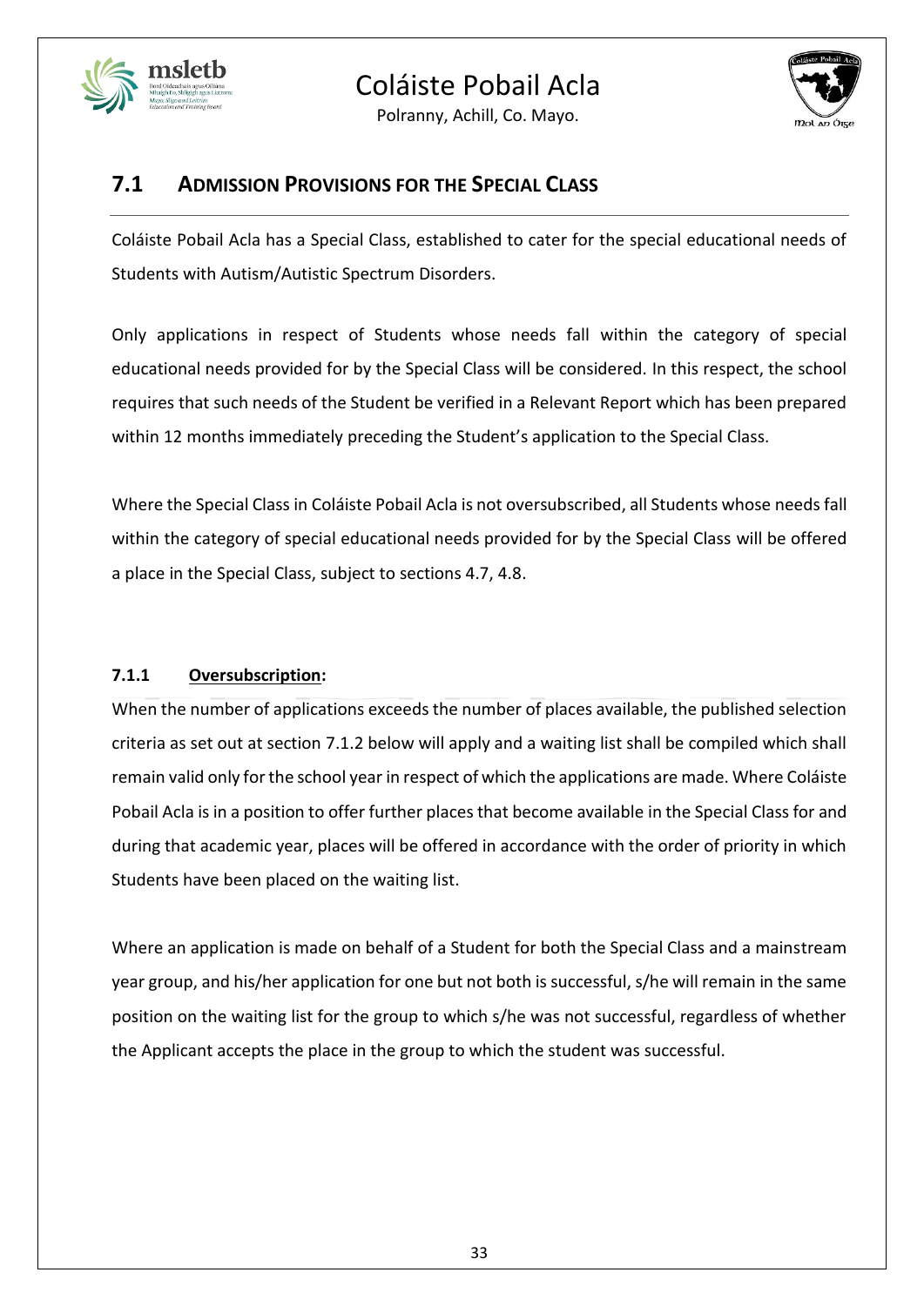## 7.1 ADMISSION PROVISIONS FOR THE SPECIAL CLASS

Coláiste Pobail Acla has a Special Class, established to cater for the special educational needs of Students with Autism/Autistic Spectrum Disorders.

Only applications in respect of Students whose needs fall within the category of special educational needs provided for by the Special Class will be considered. In this respect, the school requires that such needs of the Student be verified in a Relevant Report which has been prepared within 12 months immediately preceding the Student's application to the Special Class.

Where the Special Class in Coláiste Pobail Acla is not oversubscribed, all Students whose needs fall within the category of special educational needs provided for by the Special Class will be offered a place in the Special Class, subject to sections 4.7, 4.8.

### 7.1.1 Oversubscription:

When the number of applications exceeds the number of places available, the published selection criteria as set out at section 7.1.2 below will apply and a waiting list shall be compiled which shall remain valid only for the school year in respect of which the applications are made. Where Coláiste Pobail Acla is in a position to offer further places that become available in the Special Class for and during that academic year, places will be offered in accordance with the order of priority in which Students have been placed on the waiting list.

Where an application is made on behalf of a Student for both the Special Class and a mainstream year group, and his/her application for one but not both is successful, s/he will remain in the same position on the waiting list for the group to which s/he was not successful, regardless of whether the Applicant accepts the place in the group to which the student was successful.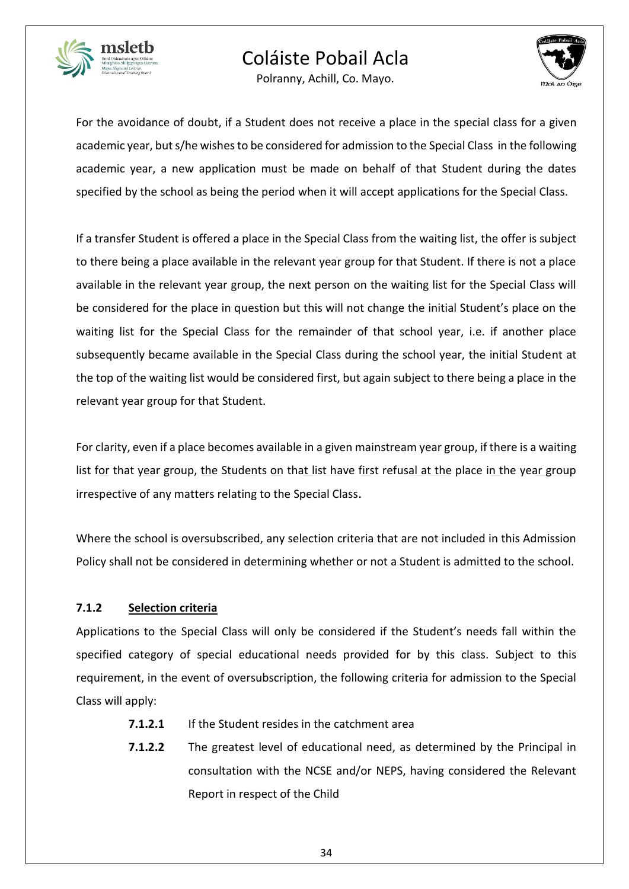For the avoidance of doubt, if a Student does not receive a place in the special class for a given academic year, but s/he wishes to be considered for admission to the Special Class in the following academic year, a new application must be made on behalf of that Student during the dates specified by the school as being the period when it will accept applications for the Special Class.

If a transfer Student is offered a place in the Special Class from the waiting list, the offer is subject to there being a place available in the relevant year group for that Student. If there is not a place available in the relevant year group, the next person on the waiting list for the Special Class will be considered for the place in question but this will not change the initial Student's place on the waiting list for the Special Class for the remainder of that school year, i.e. if another place subsequently became available in the Special Class during the school year, the initial Student at the top of the waiting list would be considered first, but again subject to there being a place in the relevant year group for that Student.

For clarity, even if a place becomes available in a given mainstream year group, if there is a waiting list for that year group, the Students on that list have first refusal at the place in the year group irrespective of any matters relating to the Special Class.

Where the school is oversubscribed, any selection criteria that are not included in this Admission Policy shall not be considered in determining whether or not a Student is admitted to the school.

#### 7.1.2 <u>Selection criteria</u>

Applications to the Special Class will only be considered if the Student's needs fall within the specified category of special educational needs provided for by this class. Subject to this requirement, in the event of oversubscription, the following criteria for admission to the Special Class will apply:

**7.1.2.1** If the Student resides in the catchment area

**7.1.2.2** The greatest level of educational need, as determined by the Principal in consultation with the NCSE and/or NEPS, having considered the Relevant Report in respect of the Child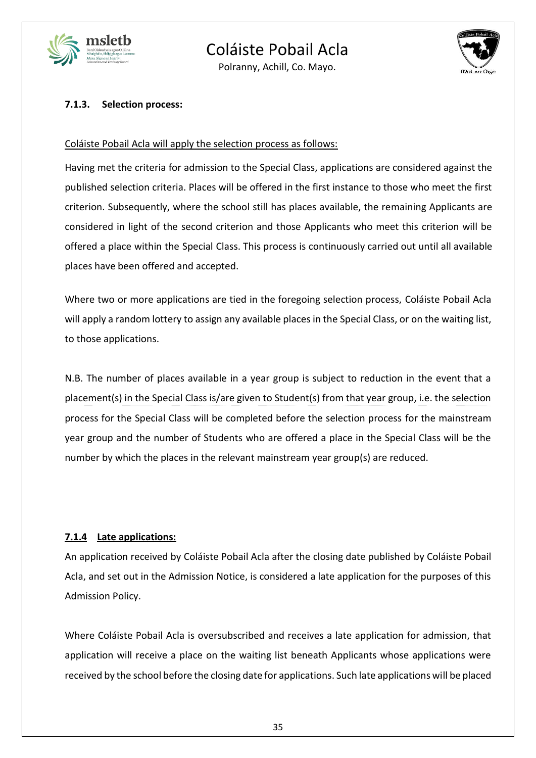#### 7.1.3. Selection process:

Coláiste Pobail Acla will apply the selection process as follows:

Having met the criteria for admission to the Special Class, applications are considered against the published selection criteria. Places will be offered in the first instance to those who meet the first criterion. Subsequently, where the school still has places available, the remaining Applicants are considered in light of the second criterion and those Applicants who meet this criterion will be offered a place within the Special Class. This process is continuously carried out until all available places have been offered and accepted.

Where two or more applications are tied in the foregoing selection process, Coláiste Pobail Acla will apply a random lottery to assign any available places in the Special Class, or on the waiting list, to those applications.

N.B. The number of places available in a year group is subject to reduction in the event that a placement(s) in the Special Class is/are given to Student(s) from that year group, i.e. the selection process for the Special Class will be completed before the selection process for the mainstream year group and the number of Students who are offered a place in the Special Class will be the number by which the places in the relevant mainstream year group(s) are reduced.

#### 7.1.4 Late applications:

An application received by Coláiste Pobail Acla after the closing date published by Coláiste Pobail Acla, and set out in the Admission Notice, is considered a late application for the purposes of this Admission Policy.

Where Coláiste Pobail Acla is oversubscribed and receives a late application for admission, that application will receive a place on the waiting list beneath Applicants whose applications were received by the school before the closing date for applications. Such late applications will be placed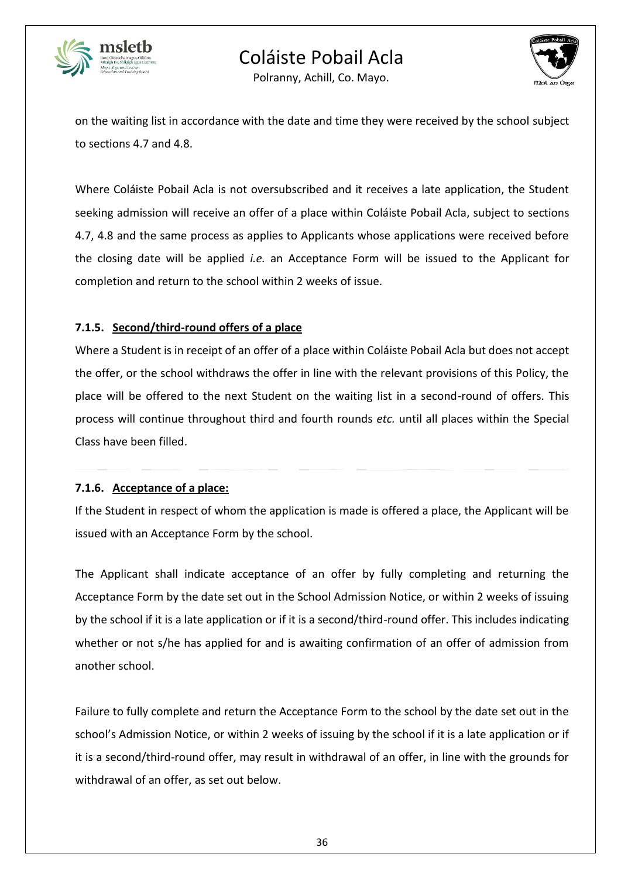on the waiting list in accordance with the date and time they were received by the school subject to sections 4.7 and 4.8.

Where Coláiste Pobail Acla is not oversubscribed and it receives a late application, the Student seeking admission will receive an offer of a place within Coláiste Pobail Acla, subject to sections 4.7, 4.8 and the same process as applies to Applicants whose applications were received before the closing date will be applied *i.e.* an Acceptance Form will be issued to the Applicant for completion and return to the school within 2 weeks of issue.

#### 7.1.5. Second/third-round offers of a place

Where a Student is in receipt of an offer of a place within Coláiste Pobail Acla but does not accept the offer, or the school withdraws the offer in line with the relevant provisions of this Policy, the place will be offered to the next Student on the waiting list in a second-round of offers. This process will continue throughout third and fourth rounds *etc.* until all places within the Special Class have been filled.

#### 7.1.6. Acceptance of a place:

If the Student in respect of whom the application is made is offered a place, the Applicant will be issued with an Acceptance Form by the school.

The Applicant shall indicate acceptance of an offer by fully completing and returning the Acceptance Form by the date set out in the School Admission Notice, or within 2 weeks of issuing by the school if it is a late application or if it is a second/third-round offer. This includes indicating whether or not s/he has applied for and is awaiting confirmation of an offer of admission from another school.

Failure to fully complete and return the Acceptance Form to the school by the date set out in the school's Admission Notice, or within 2 weeks of issuing by the school if it is a late application or if it is a second/third-round offer, may result in withdrawal of an offer, in line with the grounds for withdrawal of an offer, as set out below.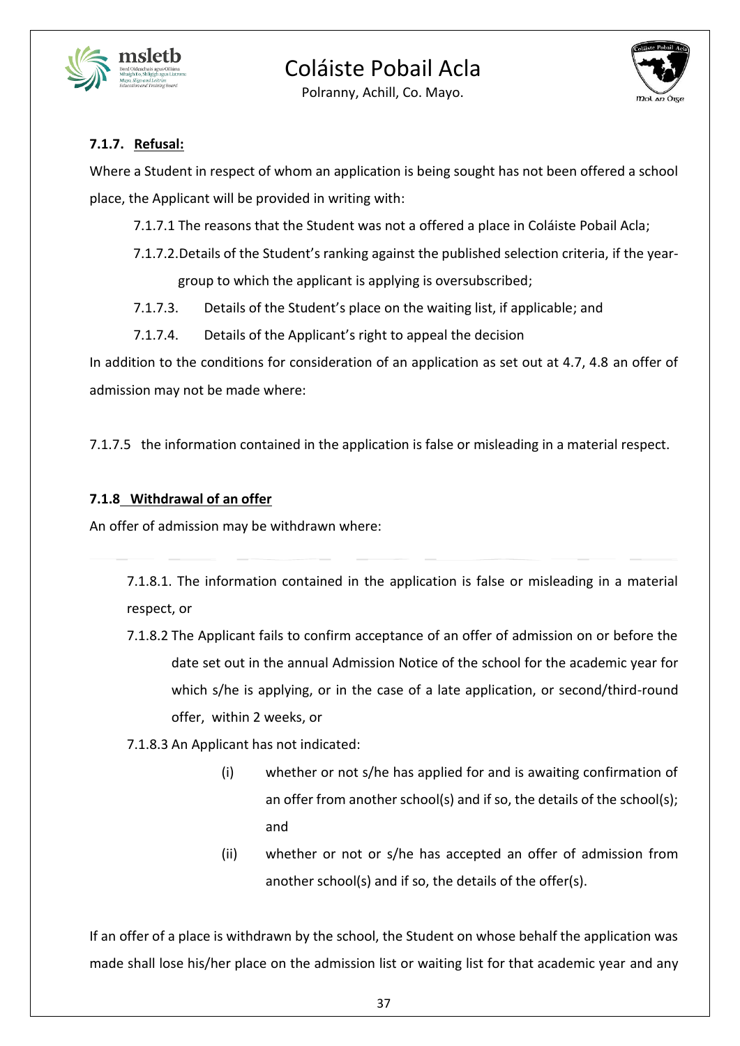### 7.1.7. Refusal:

Where a Student in respect of whom an application is being sought has not been offered a school place, the Applicant will be provided in writing with:

7.1.7.1 The reasons that the Student was not a offered a place in Coláiste Pobail Acla;

7.1.7.2. Details of the Student's ranking against the published selection criteria, if the year-group to which the applicant is applying is oversubscribed;

7.1.7.3. Details of the Student's place on the waiting list, if applicable; and

7.1.7.4. Details of the Applicant's right to appeal the decision

In addition to the conditions for consideration of an application as set out at 4.7, 4.8 an offer of admission may not be made where:

7.1.7.5 the information contained in the application is false or misleading in a material respect.

### 7.1.8 Withdrawal of an offer

An offer of admission may be withdrawn where:

7.1.8.1. The information contained in the application is false or misleading in a material respect, or

7.1.8.2 The Applicant fails to confirm acceptance of an offer of admission on or before the date set out in the annual Admission Notice of the school for the academic year for which s/he is applying, or in the case of a late application, or second/third-round offer, within 2 weeks, or

7.1.8.3 An Applicant has not indicated:

(i) whether or not s/he has applied for and is awaiting confirmation of an offer from another school(s) and if so, the details of the school(s); and

(ii) whether or not or s/he has accepted an offer of admission from another school(s) and if so, the details of the offer(s).

If an offer of a place is withdrawn by the school, the Student on whose behalf the application was made shall lose his/her place on the admission list or waiting list for that academic year and any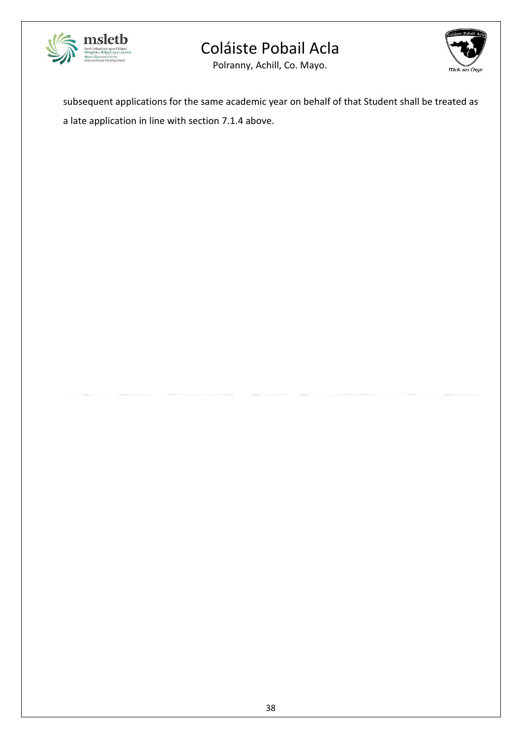subsequent applications for the same academic year on behalf of that Student shall be treated as a late application in line with section 7.1.4 above.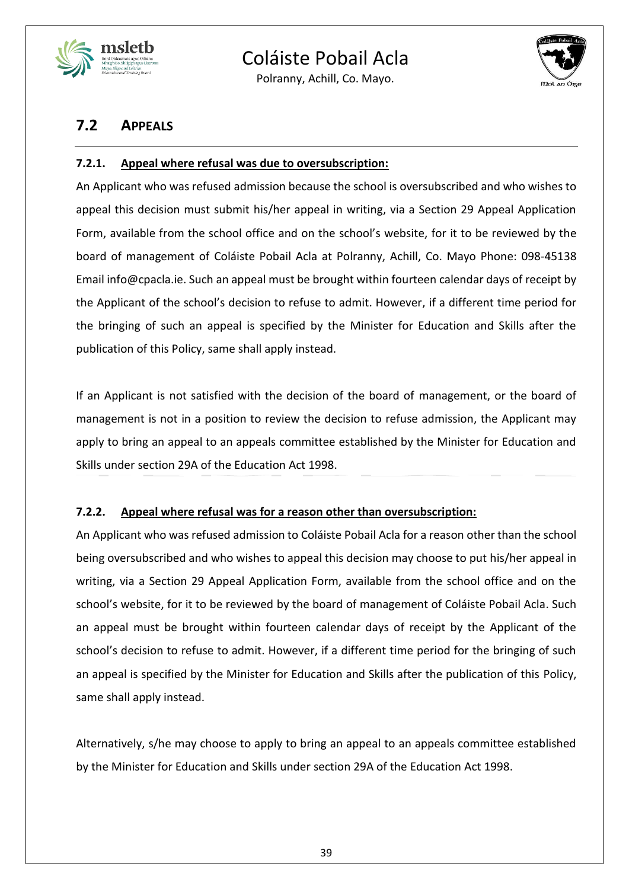## 7.2 APPEALS

### 7.2.1. Appeal where refusal was due to oversubscription:

An Applicant who was refused admission because the school is oversubscribed and who wishes to appeal this decision must submit his/her appeal in writing, via a Section 29 Appeal Application Form, available from the school office and on the school's website, for it to be reviewed by the board of management of Coláiste Pobail Acla at Polranny, Achill, Co. Mayo Phone: 098-45138 Email info@cpacla.ie. Such an appeal must be brought within fourteen calendar days of receipt by the Applicant of the school's decision to refuse to admit. However, if a different time period for the bringing of such an appeal is specified by the Minister for Education and Skills after the publication of this Policy, same shall apply instead.

If an Applicant is not satisfied with the decision of the board of management, or the board of management is not in a position to review the decision to refuse admission, the Applicant may apply to bring an appeal to an appeals committee established by the Minister for Education and Skills under section 29A of the Education Act 1998.

### 7.2.2. Appeal where refusal was for a reason other than oversubscription:

An Applicant who was refused admission to Coláiste Pobail Acla for a reason other than the school being oversubscribed and who wishes to appeal this decision may choose to put his/her appeal in writing, via a Section 29 Appeal Application Form, available from the school office and on the school's website, for it to be reviewed by the board of management of Coláiste Pobail Acla. Such an appeal must be brought within fourteen calendar days of receipt by the Applicant of the school's decision to refuse to admit. However, if a different time period for the bringing of such an appeal is specified by the Minister for Education and Skills after the publication of this Policy, same shall apply instead.

Alternatively, s/he may choose to apply to bring an appeal to an appeals committee established by the Minister for Education and Skills under section 29A of the Education Act 1998.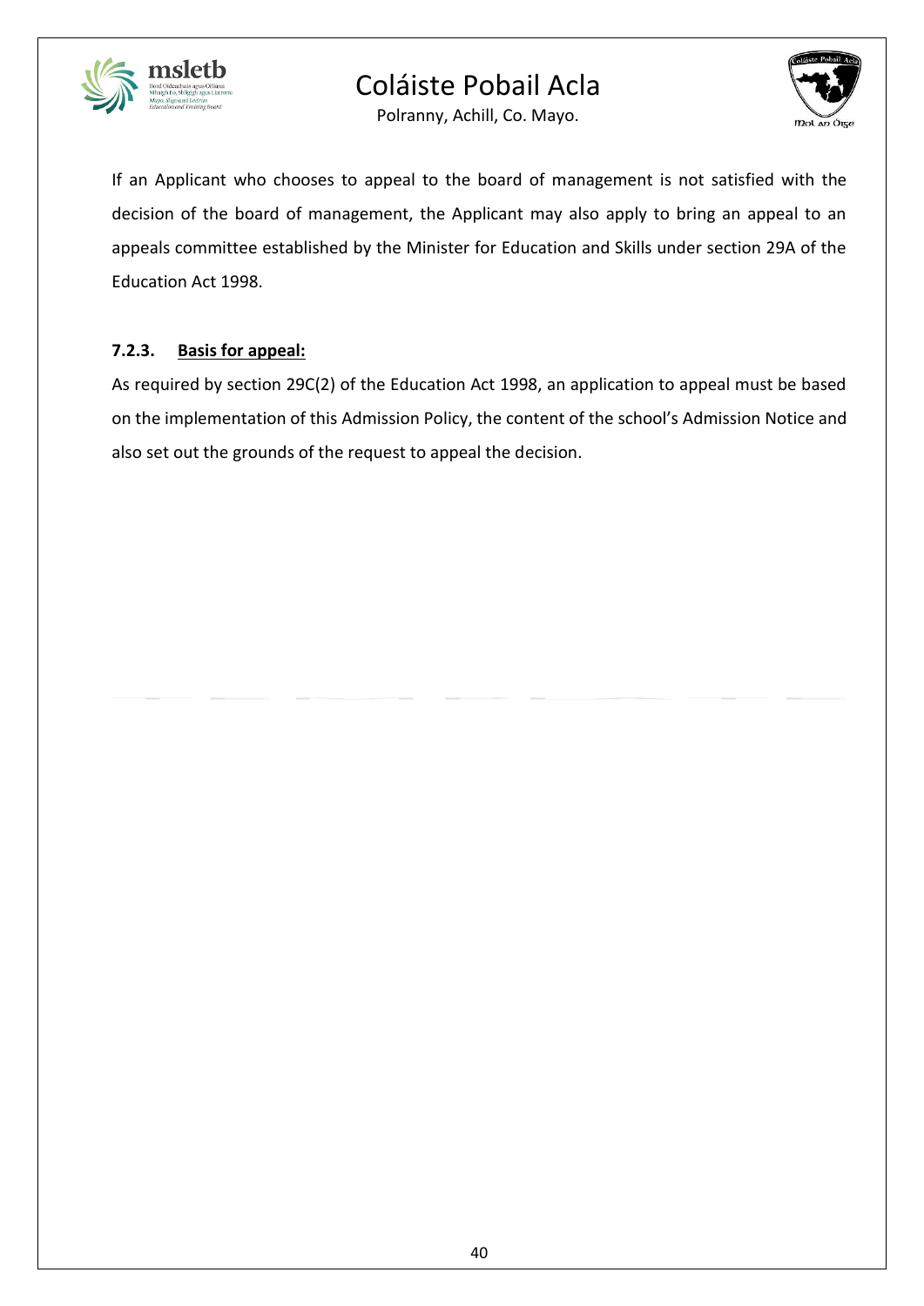If an Applicant who chooses to appeal to the board of management is not satisfied with the decision of the board of management, the Applicant may also apply to bring an appeal to an appeals committee established by the Minister for Education and Skills under section 29A of the Education Act 1998.

#### 7.2.3. Basis for appeal:

As required by section 29C(2) of the Education Act 1998, an application to appeal must be based on the implementation of this Admission Policy, the content of the school's Admission Notice and also set out the grounds of the request to appeal the decision.